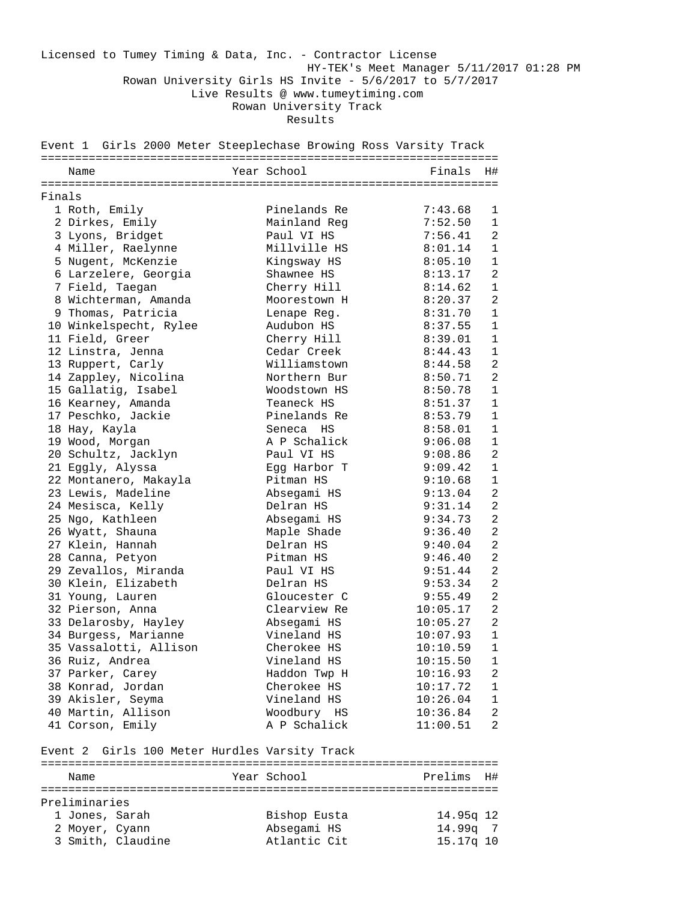Licensed to Tumey Timing & Data, Inc. - Contractor License
HY-TEK's Meet Manager 5/11/2017 01:28 PM
Rowan University Girls HS Invite - 5/6/2017 to 5/7/2017
Live Results @ www.tumeytiming.com
Rowan University Track
Results

## Event 1 Girls 2000 Meter Steeplechase Browing Ross Varsity Track

**Finals**

| | Name | Year | School | Finals | H# |
|---|---|---|---|---|---|
| 1 | Roth, Emily | | Pinelands Re | 7:43.68 | 1 |
| 2 | Dirkes, Emily | | Mainland Reg | 7:52.50 | 1 |
| 3 | Lyons, Bridget | | Paul VI HS | 7:56.41 | 2 |
| 4 | Miller, Raelynne | | Millville HS | 8:01.14 | 1 |
| 5 | Nugent, McKenzie | | Kingsway HS | 8:05.10 | 1 |
| 6 | Larzelere, Georgia | | Shawnee HS | 8:13.17 | 2 |
| 7 | Field, Taegan | | Cherry Hill | 8:14.62 | 1 |
| 8 | Wichterman, Amanda | | Moorestown H | 8:20.37 | 2 |
| 9 | Thomas, Patricia | | Lenape Reg. | 8:31.70 | 1 |
| 10 | Winkelspecht, Rylee | | Audubon HS | 8:37.55 | 1 |
| 11 | Field, Greer | | Cherry Hill | 8:39.01 | 1 |
| 12 | Linstra, Jenna | | Cedar Creek | 8:44.43 | 1 |
| 13 | Ruppert, Carly | | Williamstown | 8:44.58 | 2 |
| 14 | Zappley, Nicolina | | Northern Bur | 8:50.71 | 2 |
| 15 | Gallatig, Isabel | | Woodstown HS | 8:50.78 | 1 |
| 16 | Kearney, Amanda | | Teaneck HS | 8:51.37 | 1 |
| 17 | Peschko, Jackie | | Pinelands Re | 8:53.79 | 1 |
| 18 | Hay, Kayla | | Seneca HS | 8:58.01 | 1 |
| 19 | Wood, Morgan | | A P Schalick | 9:06.08 | 1 |
| 20 | Schultz, Jacklyn | | Paul VI HS | 9:08.86 | 2 |
| 21 | Eggly, Alyssa | | Egg Harbor T | 9:09.42 | 1 |
| 22 | Montanero, Makayla | | Pitman HS | 9:10.68 | 1 |
| 23 | Lewis, Madeline | | Absegami HS | 9:13.04 | 2 |
| 24 | Mesisca, Kelly | | Delran HS | 9:31.14 | 2 |
| 25 | Ngo, Kathleen | | Absegami HS | 9:34.73 | 2 |
| 26 | Wyatt, Shauna | | Maple Shade | 9:36.40 | 2 |
| 27 | Klein, Hannah | | Delran HS | 9:40.04 | 2 |
| 28 | Canna, Petyon | | Pitman HS | 9:46.40 | 2 |
| 29 | Zevallos, Miranda | | Paul VI HS | 9:51.44 | 2 |
| 30 | Klein, Elizabeth | | Delran HS | 9:53.34 | 2 |
| 31 | Young, Lauren | | Gloucester C | 9:55.49 | 2 |
| 32 | Pierson, Anna | | Clearview Re | 10:05.17 | 2 |
| 33 | Delarosby, Hayley | | Absegami HS | 10:05.27 | 2 |
| 34 | Burgess, Marianne | | Vineland HS | 10:07.93 | 1 |
| 35 | Vassalotti, Allison | | Cherokee HS | 10:10.59 | 1 |
| 36 | Ruiz, Andrea | | Vineland HS | 10:15.50 | 1 |
| 37 | Parker, Carey | | Haddon Twp H | 10:16.93 | 2 |
| 38 | Konrad, Jordan | | Cherokee HS | 10:17.72 | 1 |
| 39 | Akisler, Seyma | | Vineland HS | 10:26.04 | 1 |
| 40 | Martin, Allison | | Woodbury HS | 10:36.84 | 2 |
| 41 | Corson, Emily | | A P Schalick | 11:00.51 | 2 |

## Event 2 Girls 100 Meter Hurdles Varsity Track

**Preliminaries**

| | Name | Year | School | Prelims | H# |
|---|---|---|---|---|---|
| 1 | Jones, Sarah | | Bishop Eusta | 14.95q | 12 |
| 2 | Moyer, Cyann | | Absegami HS | 14.99q | 7 |
| 3 | Smith, Claudine | | Atlantic Cit | 15.17q | 10 |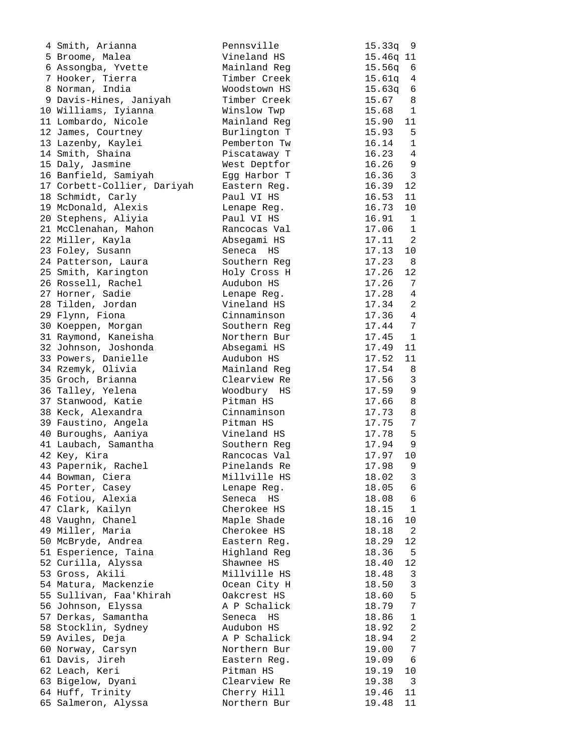```
  4 Smith, Arianna             Pennsville              15.33q  9
  5 Broome, Malea              Vineland HS             15.46q 11
  6 Assongba, Yvette           Mainland Reg            15.56q  6
  7 Hooker, Tierra             Timber Creek            15.61q  4
  8 Norman, India              Woodstown HS            15.63q  6
  9 Davis-Hines, Janiyah       Timber Creek            15.67   8
 10 Williams, Iyianna          Winslow Twp             15.68   1
 11 Lombardo, Nicole           Mainland Reg            15.90  11
 12 James, Courtney            Burlington T            15.93   5
 13 Lazenby, Kaylei            Pemberton Tw            16.14   1
 14 Smith, Shaina              Piscataway T            16.23   4
 15 Daly, Jasmine              West Deptfor            16.26   9
 16 Banfield, Samiyah          Egg Harbor T            16.36   3
 17 Corbett-Collier, Dariyah   Eastern Reg.            16.39  12
 18 Schmidt, Carly             Paul VI HS              16.53  11
 19 McDonald, Alexis           Lenape Reg.             16.73  10
 20 Stephens, Aliyia           Paul VI HS              16.91   1
 21 McClenahan, Mahon          Rancocas Val            17.06   1
 22 Miller, Kayla              Absegami HS             17.11   2
 23 Foley, Susann              Seneca  HS              17.13  10
 24 Patterson, Laura           Southern Reg            17.23   8
 25 Smith, Karington           Holy Cross H            17.26  12
 26 Rossell, Rachel            Audubon HS              17.26   7
 27 Horner, Sadie              Lenape Reg.             17.28   4
 28 Tilden, Jordan             Vineland HS             17.34   2
 29 Flynn, Fiona               Cinnaminson             17.36   4
 30 Koeppen, Morgan            Southern Reg            17.44   7
 31 Raymond, Kaneisha          Northern Bur            17.45   1
 32 Johnson, Joshonda          Absegami HS             17.49  11
 33 Powers, Danielle           Audubon HS              17.52  11
 34 Rzemyk, Olivia             Mainland Reg            17.54   8
 35 Groch, Brianna             Clearview Re            17.56   3
 36 Talley, Yelena             Woodbury  HS            17.59   9
 37 Stanwood, Katie            Pitman HS               17.66   8
 38 Keck, Alexandra            Cinnaminson             17.73   8
 39 Faustino, Angela           Pitman HS               17.75   7
 40 Buroughs, Aaniya           Vineland HS             17.78   5
 41 Laubach, Samantha          Southern Reg            17.94   9
 42 Key, Kira                  Rancocas Val            17.97  10
 43 Papernik, Rachel           Pinelands Re            17.98   9
 44 Bowman, Ciera              Millville HS            18.02   3
 45 Porter, Casey              Lenape Reg.             18.05   6
 46 Fotiou, Alexia             Seneca  HS              18.08   6
 47 Clark, Kailyn              Cherokee HS             18.15   1
 48 Vaughn, Chanel             Maple Shade             18.16  10
 49 Miller, Maria              Cherokee HS             18.18   2
 50 McBryde, Andrea            Eastern Reg.            18.29  12
 51 Esperience, Taina          Highland Reg            18.36   5
 52 Curilla, Alyssa            Shawnee HS              18.40  12
 53 Gross, Akili               Millville HS            18.48   3
 54 Matura, Mackenzie          Ocean City H            18.50   3
 55 Sullivan, Faa'Khirah       Oakcrest HS             18.60   5
 56 Johnson, Elyssa            A P Schalick            18.79   7
 57 Derkas, Samantha           Seneca  HS              18.86   1
 58 Stocklin, Sydney           Audubon HS              18.92   2
 59 Aviles, Deja               A P Schalick            18.94   2
 60 Norway, Carsyn             Northern Bur            19.00   7
 61 Davis, Jireh               Eastern Reg.            19.09   6
 62 Leach, Keri                Pitman HS               19.19  10
 63 Bigelow, Dyani             Clearview Re            19.38   3
 64 Huff, Trinity              Cherry Hill             19.46  11
 65 Salmeron, Alyssa           Northern Bur            19.48  11
```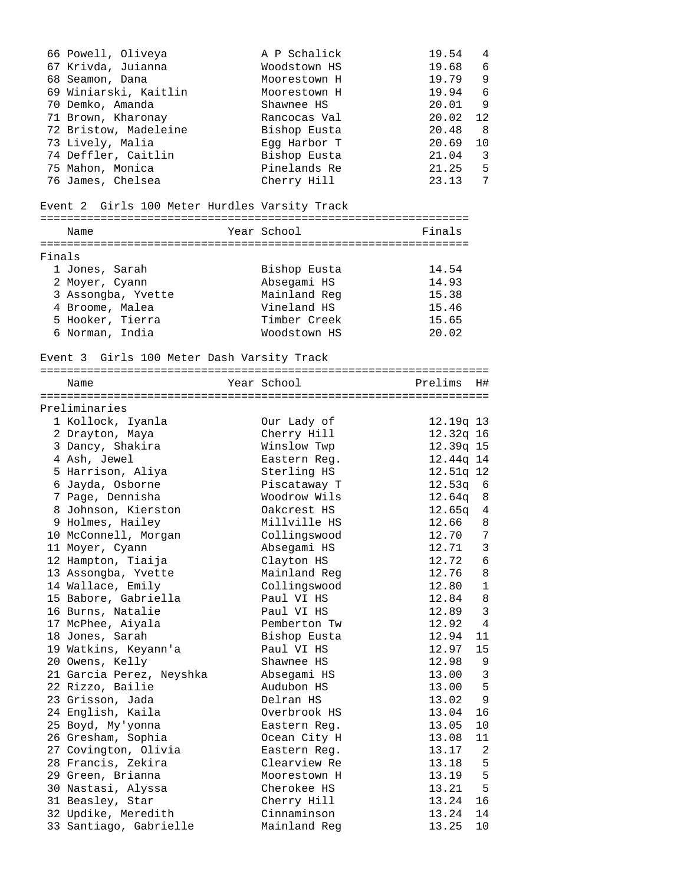| Place | Name | Year | School | Finals | H# |
|---|---|---|---|---|---|
| 66 | Powell, Oliveya | | A P Schalick | 19.54 | 4 |
| 67 | Krivda, Juianna | | Woodstown HS | 19.68 | 6 |
| 68 | Seamon, Dana | | Moorestown H | 19.79 | 9 |
| 69 | Winiarski, Kaitlin | | Moorestown H | 19.94 | 6 |
| 70 | Demko, Amanda | | Shawnee HS | 20.01 | 9 |
| 71 | Brown, Kharonay | | Rancocas Val | 20.02 | 12 |
| 72 | Bristow, Madeleine | | Bishop Eusta | 20.48 | 8 |
| 73 | Lively, Malia | | Egg Harbor T | 20.69 | 10 |
| 74 | Deffler, Caitlin | | Bishop Eusta | 21.04 | 3 |
| 75 | Mahon, Monica | | Pinelands Re | 21.25 | 5 |
| 76 | James, Chelsea | | Cherry Hill | 23.13 | 7 |

## Event 2 Girls 100 Meter Hurdles Varsity Track

Finals

| Place | Name | Year | School | Finals |
|---|---|---|---|---|
| 1 | Jones, Sarah | | Bishop Eusta | 14.54 |
| 2 | Moyer, Cyann | | Absegami HS | 14.93 |
| 3 | Assongba, Yvette | | Mainland Reg | 15.38 |
| 4 | Broome, Malea | | Vineland HS | 15.46 |
| 5 | Hooker, Tierra | | Timber Creek | 15.65 |
| 6 | Norman, India | | Woodstown HS | 20.02 |

## Event 3 Girls 100 Meter Dash Varsity Track

Preliminaries

| Place | Name | Year | School | Prelims | H# |
|---|---|---|---|---|---|
| 1 | Kollock, Iyanla | | Our Lady of | 12.19q | 13 |
| 2 | Drayton, Maya | | Cherry Hill | 12.32q | 16 |
| 3 | Dancy, Shakira | | Winslow Twp | 12.39q | 15 |
| 4 | Ash, Jewel | | Eastern Reg. | 12.44q | 14 |
| 5 | Harrison, Aliya | | Sterling HS | 12.51q | 12 |
| 6 | Jayda, Osborne | | Piscataway T | 12.53q | 6 |
| 7 | Page, Dennisha | | Woodrow Wils | 12.64q | 8 |
| 8 | Johnson, Kierston | | Oakcrest HS | 12.65q | 4 |
| 9 | Holmes, Hailey | | Millville HS | 12.66 | 8 |
| 10 | McConnell, Morgan | | Collingswood | 12.70 | 7 |
| 11 | Moyer, Cyann | | Absegami HS | 12.71 | 3 |
| 12 | Hampton, Tiaija | | Clayton HS | 12.72 | 6 |
| 13 | Assongba, Yvette | | Mainland Reg | 12.76 | 8 |
| 14 | Wallace, Emily | | Collingswood | 12.80 | 1 |
| 15 | Babore, Gabriella | | Paul VI HS | 12.84 | 8 |
| 16 | Burns, Natalie | | Paul VI HS | 12.89 | 3 |
| 17 | McPhee, Aiyala | | Pemberton Tw | 12.92 | 4 |
| 18 | Jones, Sarah | | Bishop Eusta | 12.94 | 11 |
| 19 | Watkins, Keyann'a | | Paul VI HS | 12.97 | 15 |
| 20 | Owens, Kelly | | Shawnee HS | 12.98 | 9 |
| 21 | Garcia Perez, Neyshka | | Absegami HS | 13.00 | 3 |
| 22 | Rizzo, Bailie | | Audubon HS | 13.00 | 5 |
| 23 | Grisson, Jada | | Delran HS | 13.02 | 9 |
| 24 | English, Kaila | | Overbrook HS | 13.04 | 16 |
| 25 | Boyd, My'yonna | | Eastern Reg. | 13.05 | 10 |
| 26 | Gresham, Sophia | | Ocean City H | 13.08 | 11 |
| 27 | Covington, Olivia | | Eastern Reg. | 13.17 | 2 |
| 28 | Francis, Zekira | | Clearview Re | 13.18 | 5 |
| 29 | Green, Brianna | | Moorestown H | 13.19 | 5 |
| 30 | Nastasi, Alyssa | | Cherokee HS | 13.21 | 5 |
| 31 | Beasley, Star | | Cherry Hill | 13.24 | 16 |
| 32 | Updike, Meredith | | Cinnaminson | 13.24 | 14 |
| 33 | Santiago, Gabrielle | | Mainland Reg | 13.25 | 10 |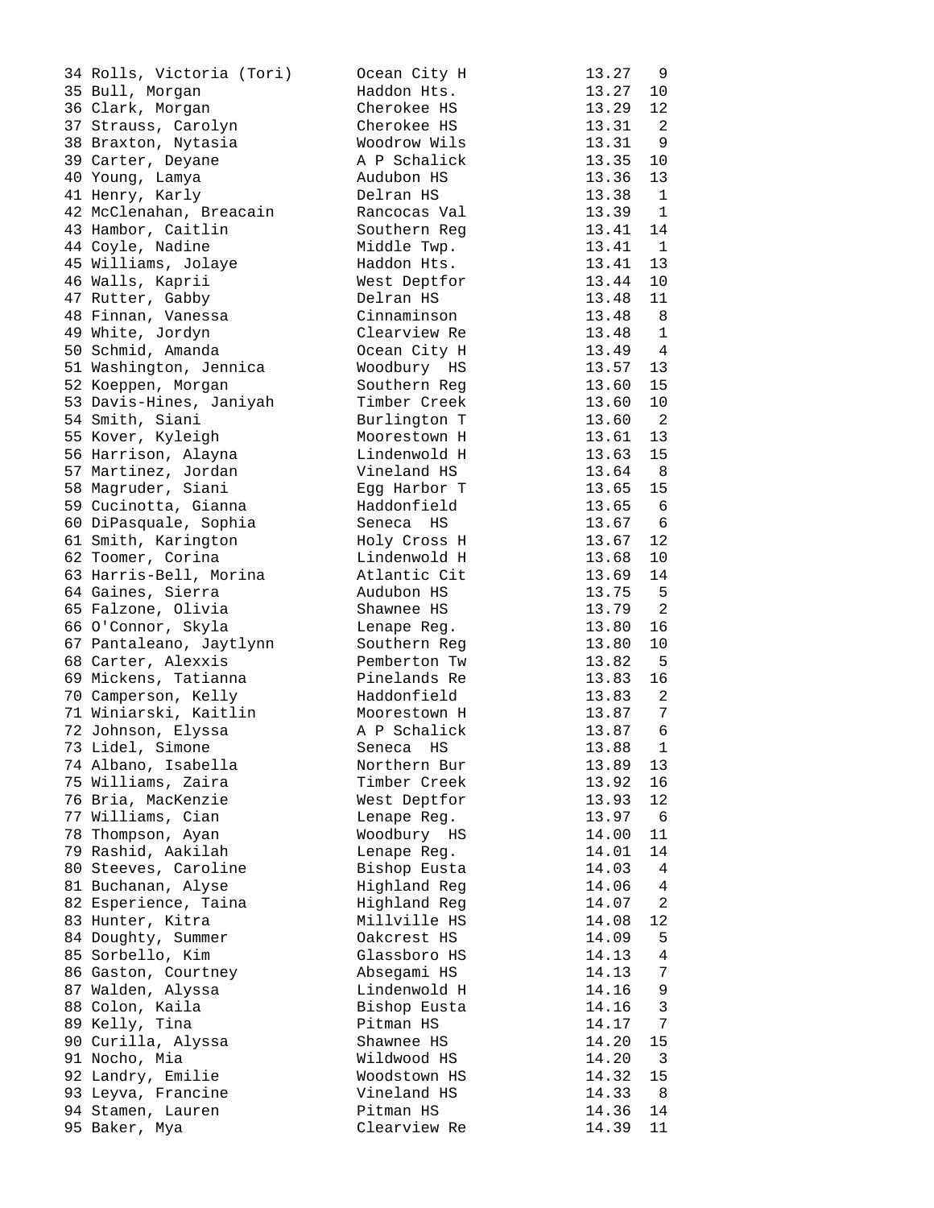```
34 Rolls, Victoria (Tori)      Ocean City H             13.27   9
35 Bull, Morgan                Haddon Hts.              13.27  10
36 Clark, Morgan               Cherokee HS              13.29  12
37 Strauss, Carolyn            Cherokee HS              13.31   2
38 Braxton, Nytasia            Woodrow Wils             13.31   9
39 Carter, Deyane              A P Schalick             13.35  10
40 Young, Lamya                Audubon HS               13.36  13
41 Henry, Karly                Delran HS                13.38   1
42 McClenahan, Breacain        Rancocas Val             13.39   1
43 Hambor, Caitlin             Southern Reg             13.41  14
44 Coyle, Nadine               Middle Twp.              13.41   1
45 Williams, Jolaye            Haddon Hts.              13.41  13
46 Walls, Kaprii               West Deptfor             13.44  10
47 Rutter, Gabby               Delran HS                13.48  11
48 Finnan, Vanessa             Cinnaminson              13.48   8
49 White, Jordyn               Clearview Re             13.48   1
50 Schmid, Amanda              Ocean City H             13.49   4
51 Washington, Jennica         Woodbury  HS             13.57  13
52 Koeppen, Morgan             Southern Reg             13.60  15
53 Davis-Hines, Janiyah        Timber Creek             13.60  10
54 Smith, Siani                Burlington T             13.60   2
55 Kover, Kyleigh              Moorestown H             13.61  13
56 Harrison, Alayna            Lindenwold H             13.63  15
57 Martinez, Jordan            Vineland HS              13.64   8
58 Magruder, Siani             Egg Harbor T             13.65  15
59 Cucinotta, Gianna           Haddonfield              13.65   6
60 DiPasquale, Sophia          Seneca  HS               13.67   6
61 Smith, Karington            Holy Cross H             13.67  12
62 Toomer, Corina              Lindenwold H             13.68  10
63 Harris-Bell, Morina         Atlantic Cit             13.69  14
64 Gaines, Sierra              Audubon HS               13.75   5
65 Falzone, Olivia             Shawnee HS               13.79   2
66 O'Connor, Skyla             Lenape Reg.              13.80  16
67 Pantaleano, Jaytlynn        Southern Reg             13.80  10
68 Carter, Alexxis             Pemberton Tw             13.82   5
69 Mickens, Tatianna           Pinelands Re             13.83  16
70 Camperson, Kelly            Haddonfield              13.83   2
71 Winiarski, Kaitlin          Moorestown H             13.87   7
72 Johnson, Elyssa             A P Schalick             13.87   6
73 Lidel, Simone               Seneca  HS               13.88   1
74 Albano, Isabella            Northern Bur             13.89  13
75 Williams, Zaira             Timber Creek             13.92  16
76 Bria, MacKenzie             West Deptfor             13.93  12
77 Williams, Cian              Lenape Reg.              13.97   6
78 Thompson, Ayan              Woodbury  HS             14.00  11
79 Rashid, Aakilah             Lenape Reg.              14.01  14
80 Steeves, Caroline           Bishop Eusta             14.03   4
81 Buchanan, Alyse             Highland Reg             14.06   4
82 Esperience, Taina           Highland Reg             14.07   2
83 Hunter, Kitra               Millville HS             14.08  12
84 Doughty, Summer             Oakcrest HS              14.09   5
85 Sorbello, Kim               Glassboro HS             14.13   4
86 Gaston, Courtney            Absegami HS              14.13   7
87 Walden, Alyssa              Lindenwold H             14.16   9
88 Colon, Kaila                Bishop Eusta             14.16   3
89 Kelly, Tina                 Pitman HS                14.17   7
90 Curilla, Alyssa             Shawnee HS               14.20  15
91 Nocho, Mia                  Wildwood HS              14.20   3
92 Landry, Emilie              Woodstown HS             14.32  15
93 Leyva, Francine             Vineland HS              14.33   8
94 Stamen, Lauren              Pitman HS                14.36  14
95 Baker, Mya                  Clearview Re             14.39  11
```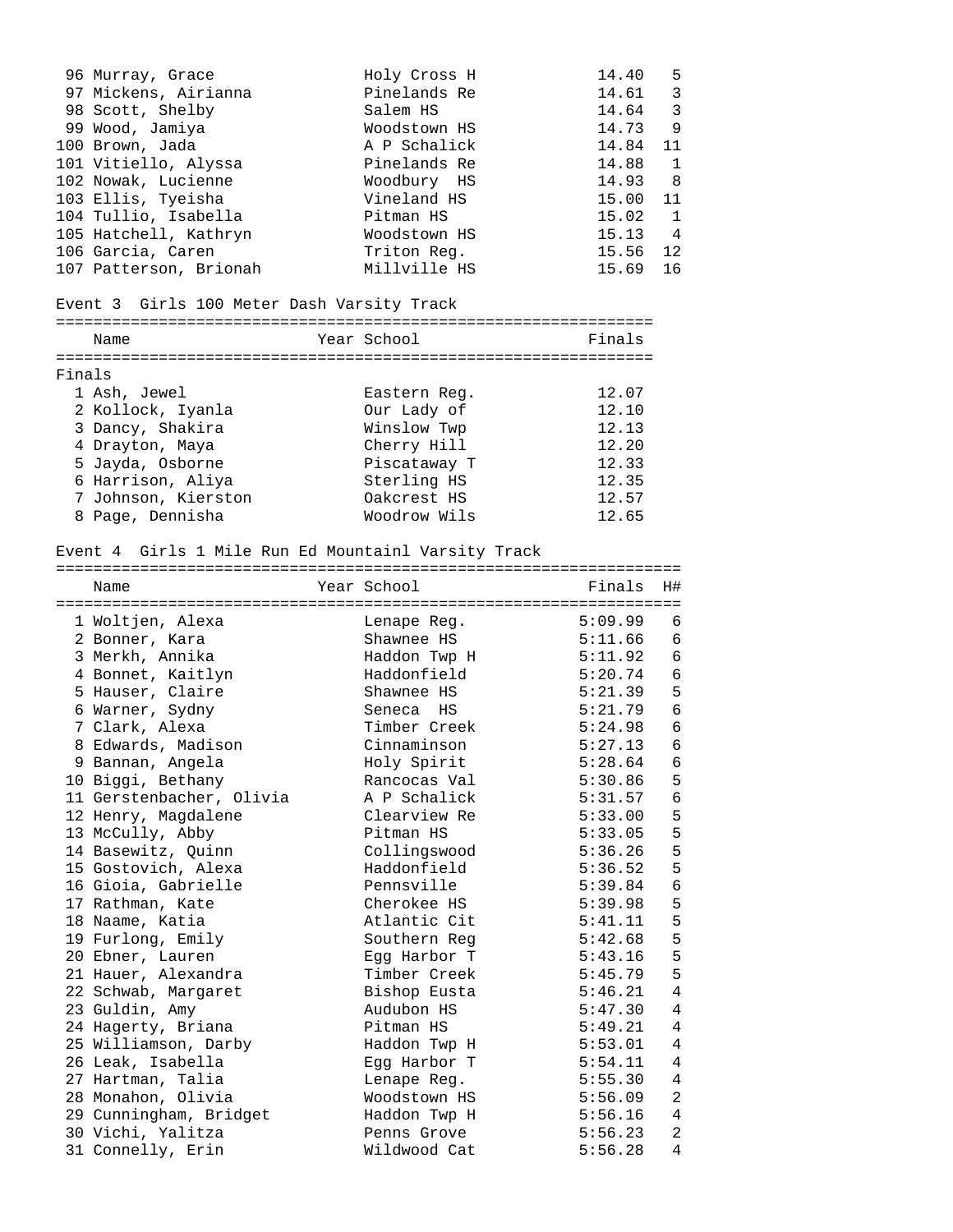| Place | Name | Year | School | Finals | H# |
|---|---|---|---|---|---|
| 96 | Murray, Grace | | Holy Cross H | 14.40 | 5 |
| 97 | Mickens, Airianna | | Pinelands Re | 14.61 | 3 |
| 98 | Scott, Shelby | | Salem HS | 14.64 | 3 |
| 99 | Wood, Jamiya | | Woodstown HS | 14.73 | 9 |
| 100 | Brown, Jada | | A P Schalick | 14.84 | 11 |
| 101 | Vitiello, Alyssa | | Pinelands Re | 14.88 | 1 |
| 102 | Nowak, Lucienne | | Woodbury HS | 14.93 | 8 |
| 103 | Ellis, Tyeisha | | Vineland HS | 15.00 | 11 |
| 104 | Tullio, Isabella | | Pitman HS | 15.02 | 1 |
| 105 | Hatchell, Kathryn | | Woodstown HS | 15.13 | 4 |
| 106 | Garcia, Caren | | Triton Reg. | 15.56 | 12 |
| 107 | Patterson, Brionah | | Millville HS | 15.69 | 16 |

## Event 3 Girls 100 Meter Dash Varsity Track

Finals

| Place | Name | Year | School | Finals |
|---|---|---|---|---|
| 1 | Ash, Jewel | | Eastern Reg. | 12.07 |
| 2 | Kollock, Iyanla | | Our Lady of | 12.10 |
| 3 | Dancy, Shakira | | Winslow Twp | 12.13 |
| 4 | Drayton, Maya | | Cherry Hill | 12.20 |
| 5 | Jayda, Osborne | | Piscataway T | 12.33 |
| 6 | Harrison, Aliya | | Sterling HS | 12.35 |
| 7 | Johnson, Kierston | | Oakcrest HS | 12.57 |
| 8 | Page, Dennisha | | Woodrow Wils | 12.65 |

## Event 4 Girls 1 Mile Run Ed Mountainl Varsity Track

| Place | Name | Year | School | Finals | H# |
|---|---|---|---|---|---|
| 1 | Woltjen, Alexa | | Lenape Reg. | 5:09.99 | 6 |
| 2 | Bonner, Kara | | Shawnee HS | 5:11.66 | 6 |
| 3 | Merkh, Annika | | Haddon Twp H | 5:11.92 | 6 |
| 4 | Bonnet, Kaitlyn | | Haddonfield | 5:20.74 | 6 |
| 5 | Hauser, Claire | | Shawnee HS | 5:21.39 | 5 |
| 6 | Warner, Sydny | | Seneca HS | 5:21.79 | 6 |
| 7 | Clark, Alexa | | Timber Creek | 5:24.98 | 6 |
| 8 | Edwards, Madison | | Cinnaminson | 5:27.13 | 6 |
| 9 | Bannan, Angela | | Holy Spirit | 5:28.64 | 6 |
| 10 | Biggi, Bethany | | Rancocas Val | 5:30.86 | 5 |
| 11 | Gerstenbacher, Olivia | | A P Schalick | 5:31.57 | 6 |
| 12 | Henry, Magdalene | | Clearview Re | 5:33.00 | 5 |
| 13 | McCully, Abby | | Pitman HS | 5:33.05 | 5 |
| 14 | Basewitz, Quinn | | Collingswood | 5:36.26 | 5 |
| 15 | Gostovich, Alexa | | Haddonfield | 5:36.52 | 5 |
| 16 | Gioia, Gabrielle | | Pennsville | 5:39.84 | 6 |
| 17 | Rathman, Kate | | Cherokee HS | 5:39.98 | 5 |
| 18 | Naame, Katia | | Atlantic Cit | 5:41.11 | 5 |
| 19 | Furlong, Emily | | Southern Reg | 5:42.68 | 5 |
| 20 | Ebner, Lauren | | Egg Harbor T | 5:43.16 | 5 |
| 21 | Hauer, Alexandra | | Timber Creek | 5:45.79 | 5 |
| 22 | Schwab, Margaret | | Bishop Eusta | 5:46.21 | 4 |
| 23 | Guldin, Amy | | Audubon HS | 5:47.30 | 4 |
| 24 | Hagerty, Briana | | Pitman HS | 5:49.21 | 4 |
| 25 | Williamson, Darby | | Haddon Twp H | 5:53.01 | 4 |
| 26 | Leak, Isabella | | Egg Harbor T | 5:54.11 | 4 |
| 27 | Hartman, Talia | | Lenape Reg. | 5:55.30 | 4 |
| 28 | Monahon, Olivia | | Woodstown HS | 5:56.09 | 2 |
| 29 | Cunningham, Bridget | | Haddon Twp H | 5:56.16 | 4 |
| 30 | Vichi, Yalitza | | Penns Grove | 5:56.23 | 2 |
| 31 | Connelly, Erin | | Wildwood Cat | 5:56.28 | 4 |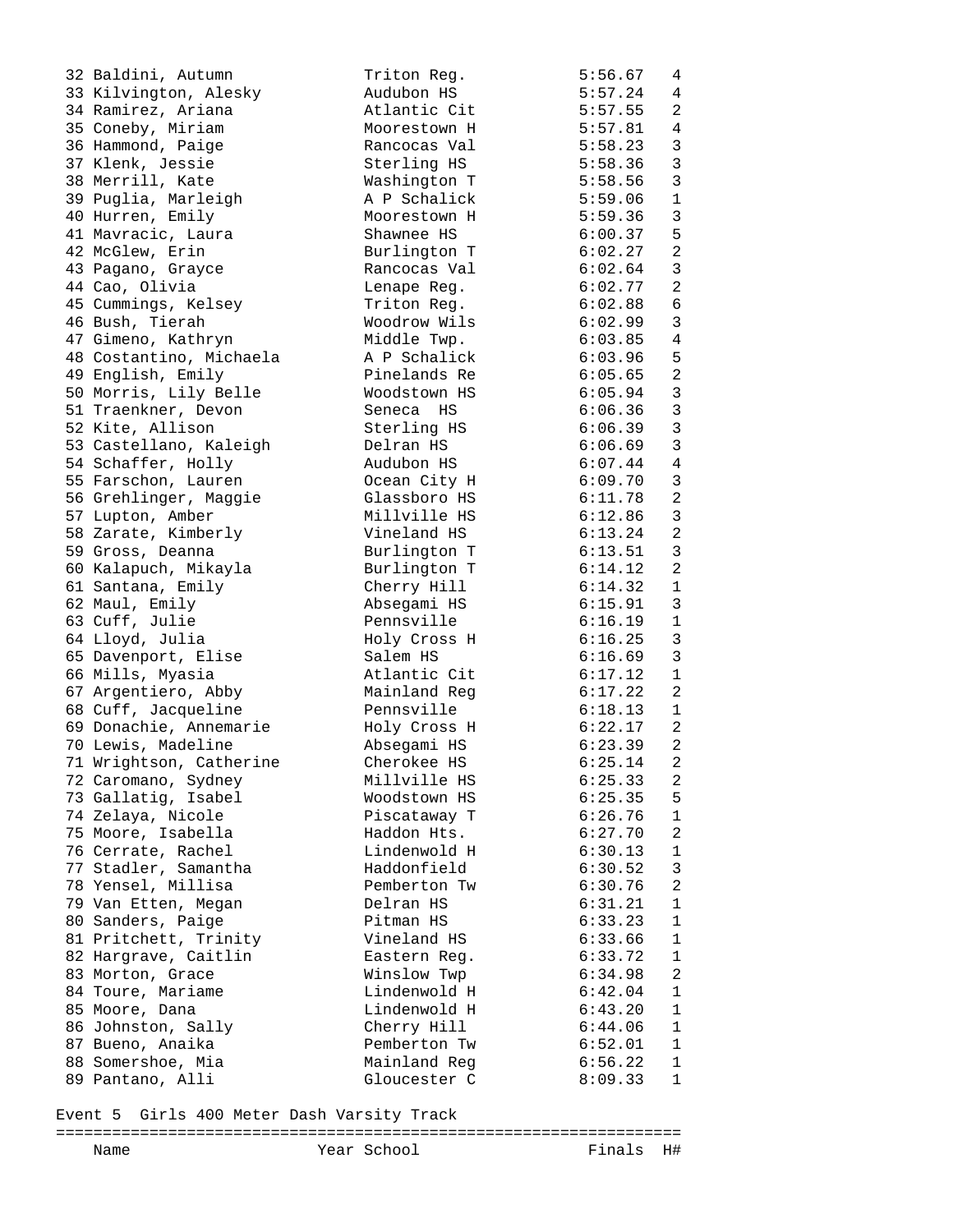| Place | Name | School | Finals | H# |
|---|---|---|---|---|
| 32 | Baldini, Autumn | Triton Reg. | 5:56.67 | 4 |
| 33 | Kilvington, Alesky | Audubon HS | 5:57.24 | 4 |
| 34 | Ramirez, Ariana | Atlantic Cit | 5:57.55 | 2 |
| 35 | Coneby, Miriam | Moorestown H | 5:57.81 | 4 |
| 36 | Hammond, Paige | Rancocas Val | 5:58.23 | 3 |
| 37 | Klenk, Jessie | Sterling HS | 5:58.36 | 3 |
| 38 | Merrill, Kate | Washington T | 5:58.56 | 3 |
| 39 | Puglia, Marleigh | A P Schalick | 5:59.06 | 1 |
| 40 | Hurren, Emily | Moorestown H | 5:59.36 | 3 |
| 41 | Mavracic, Laura | Shawnee HS | 6:00.37 | 5 |
| 42 | McGlew, Erin | Burlington T | 6:02.27 | 2 |
| 43 | Pagano, Grayce | Rancocas Val | 6:02.64 | 3 |
| 44 | Cao, Olivia | Lenape Reg. | 6:02.77 | 2 |
| 45 | Cummings, Kelsey | Triton Reg. | 6:02.88 | 6 |
| 46 | Bush, Tierah | Woodrow Wils | 6:02.99 | 3 |
| 47 | Gimeno, Kathryn | Middle Twp. | 6:03.85 | 4 |
| 48 | Costantino, Michaela | A P Schalick | 6:03.96 | 5 |
| 49 | English, Emily | Pinelands Re | 6:05.65 | 2 |
| 50 | Morris, Lily Belle | Woodstown HS | 6:05.94 | 3 |
| 51 | Traenkner, Devon | Seneca HS | 6:06.36 | 3 |
| 52 | Kite, Allison | Sterling HS | 6:06.39 | 3 |
| 53 | Castellano, Kaleigh | Delran HS | 6:06.69 | 3 |
| 54 | Schaffer, Holly | Audubon HS | 6:07.44 | 4 |
| 55 | Farschon, Lauren | Ocean City H | 6:09.70 | 3 |
| 56 | Grehlinger, Maggie | Glassboro HS | 6:11.78 | 2 |
| 57 | Lupton, Amber | Millville HS | 6:12.86 | 3 |
| 58 | Zarate, Kimberly | Vineland HS | 6:13.24 | 2 |
| 59 | Gross, Deanna | Burlington T | 6:13.51 | 3 |
| 60 | Kalapuch, Mikayla | Burlington T | 6:14.12 | 2 |
| 61 | Santana, Emily | Cherry Hill | 6:14.32 | 1 |
| 62 | Maul, Emily | Absegami HS | 6:15.91 | 3 |
| 63 | Cuff, Julie | Pennsville | 6:16.19 | 1 |
| 64 | Lloyd, Julia | Holy Cross H | 6:16.25 | 3 |
| 65 | Davenport, Elise | Salem HS | 6:16.69 | 3 |
| 66 | Mills, Myasia | Atlantic Cit | 6:17.12 | 1 |
| 67 | Argentiero, Abby | Mainland Reg | 6:17.22 | 2 |
| 68 | Cuff, Jacqueline | Pennsville | 6:18.13 | 1 |
| 69 | Donachie, Annemarie | Holy Cross H | 6:22.17 | 2 |
| 70 | Lewis, Madeline | Absegami HS | 6:23.39 | 2 |
| 71 | Wrightson, Catherine | Cherokee HS | 6:25.14 | 2 |
| 72 | Caromano, Sydney | Millville HS | 6:25.33 | 2 |
| 73 | Gallatig, Isabel | Woodstown HS | 6:25.35 | 5 |
| 74 | Zelaya, Nicole | Piscataway T | 6:26.76 | 1 |
| 75 | Moore, Isabella | Haddon Hts. | 6:27.70 | 2 |
| 76 | Cerrate, Rachel | Lindenwold H | 6:30.13 | 1 |
| 77 | Stadler, Samantha | Haddonfield | 6:30.52 | 3 |
| 78 | Yensel, Millisa | Pemberton Tw | 6:30.76 | 2 |
| 79 | Van Etten, Megan | Delran HS | 6:31.21 | 1 |
| 80 | Sanders, Paige | Pitman HS | 6:33.23 | 1 |
| 81 | Pritchett, Trinity | Vineland HS | 6:33.66 | 1 |
| 82 | Hargrave, Caitlin | Eastern Reg. | 6:33.72 | 1 |
| 83 | Morton, Grace | Winslow Twp | 6:34.98 | 2 |
| 84 | Toure, Mariame | Lindenwold H | 6:42.04 | 1 |
| 85 | Moore, Dana | Lindenwold H | 6:43.20 | 1 |
| 86 | Johnston, Sally | Cherry Hill | 6:44.06 | 1 |
| 87 | Bueno, Anaika | Pemberton Tw | 6:52.01 | 1 |
| 88 | Somershoe, Mia | Mainland Reg | 6:56.22 | 1 |
| 89 | Pantano, Alli | Gloucester C | 8:09.33 | 1 |

Event 5 Girls 400 Meter Dash Varsity Track

| Name | Year | School | Finals | H# |
|---|---|---|---|---|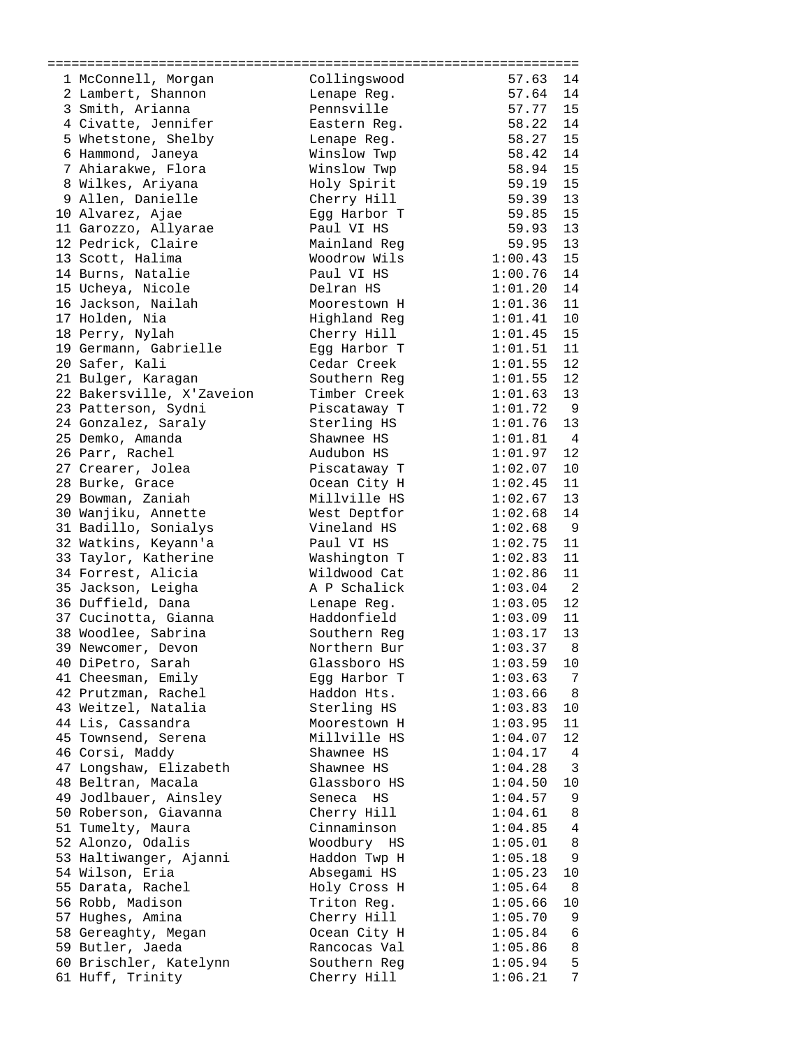| Place | Name | School | Time | Seed |
|---|---|---|---|---|
| 1 | McConnell, Morgan | Collingswood | 57.63 | 14 |
| 2 | Lambert, Shannon | Lenape Reg. | 57.64 | 14 |
| 3 | Smith, Arianna | Pennsville | 57.77 | 15 |
| 4 | Civatte, Jennifer | Eastern Reg. | 58.22 | 14 |
| 5 | Whetstone, Shelby | Lenape Reg. | 58.27 | 15 |
| 6 | Hammond, Janeya | Winslow Twp | 58.42 | 14 |
| 7 | Ahiarakwe, Flora | Winslow Twp | 58.94 | 15 |
| 8 | Wilkes, Ariyana | Holy Spirit | 59.19 | 15 |
| 9 | Allen, Danielle | Cherry Hill | 59.39 | 13 |
| 10 | Alvarez, Ajae | Egg Harbor T | 59.85 | 15 |
| 11 | Garozzo, Allyarae | Paul VI HS | 59.93 | 13 |
| 12 | Pedrick, Claire | Mainland Reg | 59.95 | 13 |
| 13 | Scott, Halima | Woodrow Wils | 1:00.43 | 15 |
| 14 | Burns, Natalie | Paul VI HS | 1:00.76 | 14 |
| 15 | Ucheya, Nicole | Delran HS | 1:01.20 | 14 |
| 16 | Jackson, Nailah | Moorestown H | 1:01.36 | 11 |
| 17 | Holden, Nia | Highland Reg | 1:01.41 | 10 |
| 18 | Perry, Nylah | Cherry Hill | 1:01.45 | 15 |
| 19 | Germann, Gabrielle | Egg Harbor T | 1:01.51 | 11 |
| 20 | Safer, Kali | Cedar Creek | 1:01.55 | 12 |
| 21 | Bulger, Karagan | Southern Reg | 1:01.55 | 12 |
| 22 | Bakersville, X'Zaveion | Timber Creek | 1:01.63 | 13 |
| 23 | Patterson, Sydni | Piscataway T | 1:01.72 | 9 |
| 24 | Gonzalez, Saraly | Sterling HS | 1:01.76 | 13 |
| 25 | Demko, Amanda | Shawnee HS | 1:01.81 | 4 |
| 26 | Parr, Rachel | Audubon HS | 1:01.97 | 12 |
| 27 | Crearer, Jolea | Piscataway T | 1:02.07 | 10 |
| 28 | Burke, Grace | Ocean City H | 1:02.45 | 11 |
| 29 | Bowman, Zaniah | Millville HS | 1:02.67 | 13 |
| 30 | Wanjiku, Annette | West Deptfor | 1:02.68 | 14 |
| 31 | Badillo, Sonialys | Vineland HS | 1:02.68 | 9 |
| 32 | Watkins, Keyann'a | Paul VI HS | 1:02.75 | 11 |
| 33 | Taylor, Katherine | Washington T | 1:02.83 | 11 |
| 34 | Forrest, Alicia | Wildwood Cat | 1:02.86 | 11 |
| 35 | Jackson, Leigha | A P Schalick | 1:03.04 | 2 |
| 36 | Duffield, Dana | Lenape Reg. | 1:03.05 | 12 |
| 37 | Cucinotta, Gianna | Haddonfield | 1:03.09 | 11 |
| 38 | Woodlee, Sabrina | Southern Reg | 1:03.17 | 13 |
| 39 | Newcomer, Devon | Northern Bur | 1:03.37 | 8 |
| 40 | DiPetro, Sarah | Glassboro HS | 1:03.59 | 10 |
| 41 | Cheesman, Emily | Egg Harbor T | 1:03.63 | 7 |
| 42 | Prutzman, Rachel | Haddon Hts. | 1:03.66 | 8 |
| 43 | Weitzel, Natalia | Sterling HS | 1:03.83 | 10 |
| 44 | Lis, Cassandra | Moorestown H | 1:03.95 | 11 |
| 45 | Townsend, Serena | Millville HS | 1:04.07 | 12 |
| 46 | Corsi, Maddy | Shawnee HS | 1:04.17 | 4 |
| 47 | Longshaw, Elizabeth | Shawnee HS | 1:04.28 | 3 |
| 48 | Beltran, Macala | Glassboro HS | 1:04.50 | 10 |
| 49 | Jodlbauer, Ainsley | Seneca HS | 1:04.57 | 9 |
| 50 | Roberson, Giavanna | Cherry Hill | 1:04.61 | 8 |
| 51 | Tumelty, Maura | Cinnaminson | 1:04.85 | 4 |
| 52 | Alonzo, Odalis | Woodbury HS | 1:05.01 | 8 |
| 53 | Haltiwanger, Ajanni | Haddon Twp H | 1:05.18 | 9 |
| 54 | Wilson, Eria | Absegami HS | 1:05.23 | 10 |
| 55 | Darata, Rachel | Holy Cross H | 1:05.64 | 8 |
| 56 | Robb, Madison | Triton Reg. | 1:05.66 | 10 |
| 57 | Hughes, Amina | Cherry Hill | 1:05.70 | 9 |
| 58 | Gereaghty, Megan | Ocean City H | 1:05.84 | 6 |
| 59 | Butler, Jaeda | Rancocas Val | 1:05.86 | 8 |
| 60 | Brischler, Katelynn | Southern Reg | 1:05.94 | 5 |
| 61 | Huff, Trinity | Cherry Hill | 1:06.21 | 7 |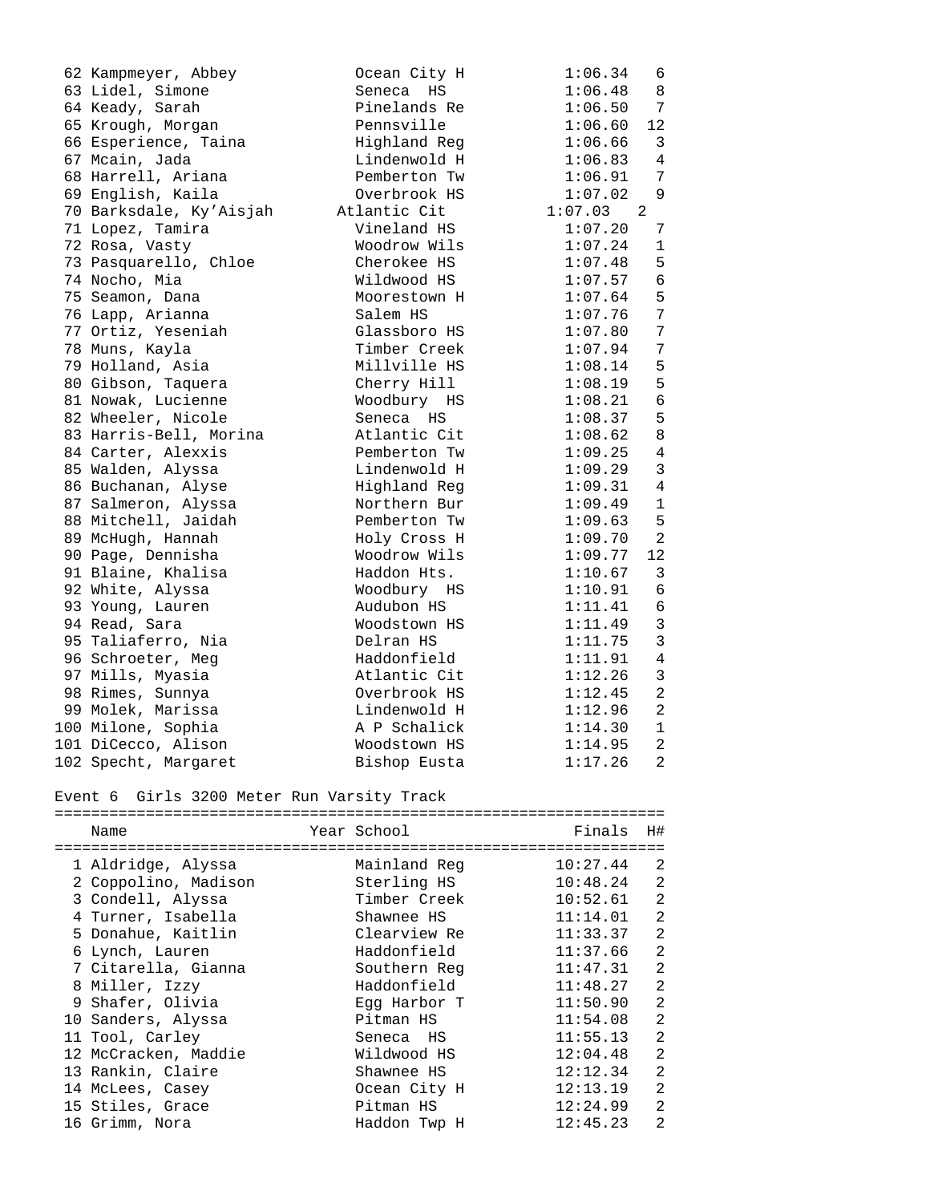| | Name | Year | School | Finals | H# |
|---|---|---|---|---|---|
| 62 | Kampmeyer, Abbey | | Ocean City H | 1:06.34 | 6 |
| 63 | Lidel, Simone | | Seneca HS | 1:06.48 | 8 |
| 64 | Keady, Sarah | | Pinelands Re | 1:06.50 | 7 |
| 65 | Krough, Morgan | | Pennsville | 1:06.60 | 12 |
| 66 | Esperience, Taina | | Highland Reg | 1:06.66 | 3 |
| 67 | Mcain, Jada | | Lindenwold H | 1:06.83 | 4 |
| 68 | Harrell, Ariana | | Pemberton Tw | 1:06.91 | 7 |
| 69 | English, Kaila | | Overbrook HS | 1:07.02 | 9 |
| 70 | Barksdale, Ky'Aisjah | | Atlantic Cit | 1:07.03 | 2 |
| 71 | Lopez, Tamira | | Vineland HS | 1:07.20 | 7 |
| 72 | Rosa, Vasty | | Woodrow Wils | 1:07.24 | 1 |
| 73 | Pasquarello, Chloe | | Cherokee HS | 1:07.48 | 5 |
| 74 | Nocho, Mia | | Wildwood HS | 1:07.57 | 6 |
| 75 | Seamon, Dana | | Moorestown H | 1:07.64 | 5 |
| 76 | Lapp, Arianna | | Salem HS | 1:07.76 | 7 |
| 77 | Ortiz, Yeseniah | | Glassboro HS | 1:07.80 | 7 |
| 78 | Muns, Kayla | | Timber Creek | 1:07.94 | 7 |
| 79 | Holland, Asia | | Millville HS | 1:08.14 | 5 |
| 80 | Gibson, Taquera | | Cherry Hill | 1:08.19 | 5 |
| 81 | Nowak, Lucienne | | Woodbury HS | 1:08.21 | 6 |
| 82 | Wheeler, Nicole | | Seneca HS | 1:08.37 | 5 |
| 83 | Harris-Bell, Morina | | Atlantic Cit | 1:08.62 | 8 |
| 84 | Carter, Alexxis | | Pemberton Tw | 1:09.25 | 4 |
| 85 | Walden, Alyssa | | Lindenwold H | 1:09.29 | 3 |
| 86 | Buchanan, Alyse | | Highland Reg | 1:09.31 | 4 |
| 87 | Salmeron, Alyssa | | Northern Bur | 1:09.49 | 1 |
| 88 | Mitchell, Jaidah | | Pemberton Tw | 1:09.63 | 5 |
| 89 | McHugh, Hannah | | Holy Cross H | 1:09.70 | 2 |
| 90 | Page, Dennisha | | Woodrow Wils | 1:09.77 | 12 |
| 91 | Blaine, Khalisa | | Haddon Hts. | 1:10.67 | 3 |
| 92 | White, Alyssa | | Woodbury HS | 1:10.91 | 6 |
| 93 | Young, Lauren | | Audubon HS | 1:11.41 | 6 |
| 94 | Read, Sara | | Woodstown HS | 1:11.49 | 3 |
| 95 | Taliaferro, Nia | | Delran HS | 1:11.75 | 3 |
| 96 | Schroeter, Meg | | Haddonfield | 1:11.91 | 4 |
| 97 | Mills, Myasia | | Atlantic Cit | 1:12.26 | 3 |
| 98 | Rimes, Sunnya | | Overbrook HS | 1:12.45 | 2 |
| 99 | Molek, Marissa | | Lindenwold H | 1:12.96 | 2 |
| 100 | Milone, Sophia | | A P Schalick | 1:14.30 | 1 |
| 101 | DiCecco, Alison | | Woodstown HS | 1:14.95 | 2 |
| 102 | Specht, Margaret | | Bishop Eusta | 1:17.26 | 2 |

## Event 6 Girls 3200 Meter Run Varsity Track

| | Name | Year | School | Finals | H# |
|---|---|---|---|---|---|
| 1 | Aldridge, Alyssa | | Mainland Reg | 10:27.44 | 2 |
| 2 | Coppolino, Madison | | Sterling HS | 10:48.24 | 2 |
| 3 | Condell, Alyssa | | Timber Creek | 10:52.61 | 2 |
| 4 | Turner, Isabella | | Shawnee HS | 11:14.01 | 2 |
| 5 | Donahue, Kaitlin | | Clearview Re | 11:33.37 | 2 |
| 6 | Lynch, Lauren | | Haddonfield | 11:37.66 | 2 |
| 7 | Citarella, Gianna | | Southern Reg | 11:47.31 | 2 |
| 8 | Miller, Izzy | | Haddonfield | 11:48.27 | 2 |
| 9 | Shafer, Olivia | | Egg Harbor T | 11:50.90 | 2 |
| 10 | Sanders, Alyssa | | Pitman HS | 11:54.08 | 2 |
| 11 | Tool, Carley | | Seneca HS | 11:55.13 | 2 |
| 12 | McCracken, Maddie | | Wildwood HS | 12:04.48 | 2 |
| 13 | Rankin, Claire | | Shawnee HS | 12:12.34 | 2 |
| 14 | McLees, Casey | | Ocean City H | 12:13.19 | 2 |
| 15 | Stiles, Grace | | Pitman HS | 12:24.99 | 2 |
| 16 | Grimm, Nora | | Haddon Twp H | 12:45.23 | 2 |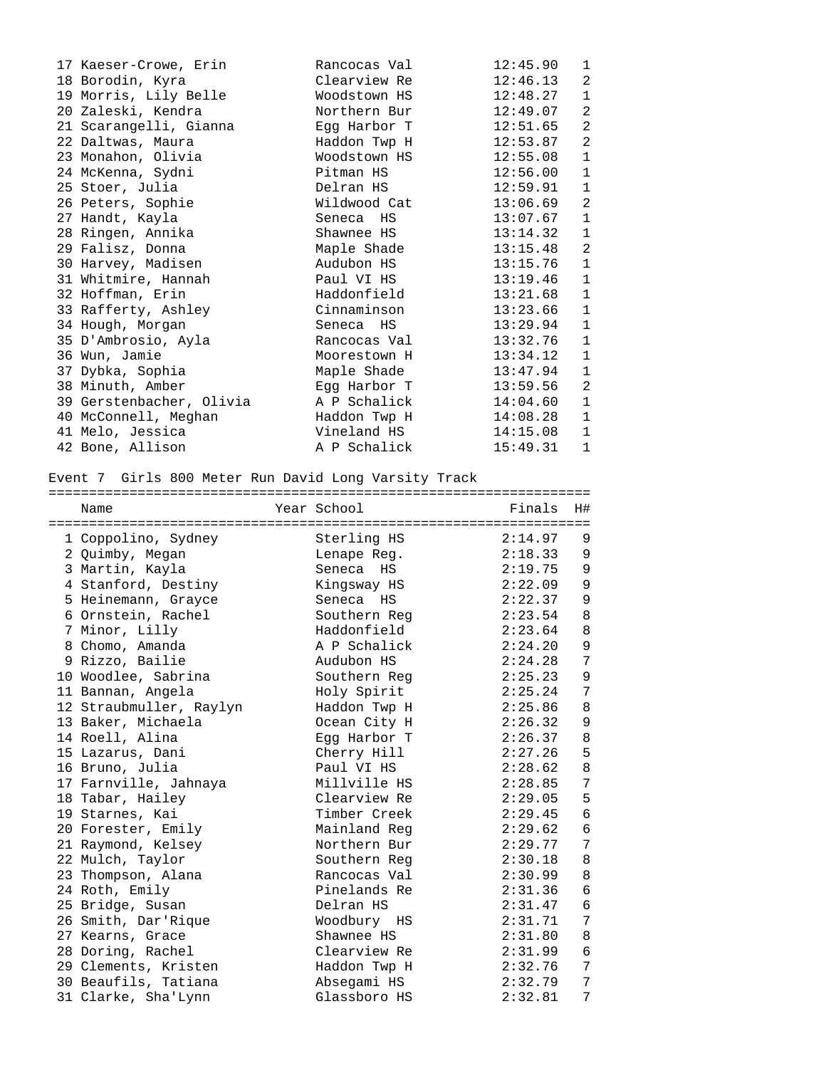| Place | Name | School | Finals | H# |
|---|---|---|---|---|
| 17 | Kaeser-Crowe, Erin | Rancocas Val | 12:45.90 | 1 |
| 18 | Borodin, Kyra | Clearview Re | 12:46.13 | 2 |
| 19 | Morris, Lily Belle | Woodstown HS | 12:48.27 | 1 |
| 20 | Zaleski, Kendra | Northern Bur | 12:49.07 | 2 |
| 21 | Scarangelli, Gianna | Egg Harbor T | 12:51.65 | 2 |
| 22 | Daltwas, Maura | Haddon Twp H | 12:53.87 | 2 |
| 23 | Monahon, Olivia | Woodstown HS | 12:55.08 | 1 |
| 24 | McKenna, Sydni | Pitman HS | 12:56.00 | 1 |
| 25 | Stoer, Julia | Delran HS | 12:59.91 | 1 |
| 26 | Peters, Sophie | Wildwood Cat | 13:06.69 | 2 |
| 27 | Handt, Kayla | Seneca HS | 13:07.67 | 1 |
| 28 | Ringen, Annika | Shawnee HS | 13:14.32 | 1 |
| 29 | Falisz, Donna | Maple Shade | 13:15.48 | 2 |
| 30 | Harvey, Madisen | Audubon HS | 13:15.76 | 1 |
| 31 | Whitmire, Hannah | Paul VI HS | 13:19.46 | 1 |
| 32 | Hoffman, Erin | Haddonfield | 13:21.68 | 1 |
| 33 | Rafferty, Ashley | Cinnaminson | 13:23.66 | 1 |
| 34 | Hough, Morgan | Seneca HS | 13:29.94 | 1 |
| 35 | D'Ambrosio, Ayla | Rancocas Val | 13:32.76 | 1 |
| 36 | Wun, Jamie | Moorestown H | 13:34.12 | 1 |
| 37 | Dybka, Sophia | Maple Shade | 13:47.94 | 1 |
| 38 | Minuth, Amber | Egg Harbor T | 13:59.56 | 2 |
| 39 | Gerstenbacher, Olivia | A P Schalick | 14:04.60 | 1 |
| 40 | McConnell, Meghan | Haddon Twp H | 14:08.28 | 1 |
| 41 | Melo, Jessica | Vineland HS | 14:15.08 | 1 |
| 42 | Bone, Allison | A P Schalick | 15:49.31 | 1 |

## Event 7 Girls 800 Meter Run David Long Varsity Track

| Place | Name | Year School | Finals | H# |
|---|---|---|---|---|
| 1 | Coppolino, Sydney | Sterling HS | 2:14.97 | 9 |
| 2 | Quimby, Megan | Lenape Reg. | 2:18.33 | 9 |
| 3 | Martin, Kayla | Seneca HS | 2:19.75 | 9 |
| 4 | Stanford, Destiny | Kingsway HS | 2:22.09 | 9 |
| 5 | Heinemann, Grayce | Seneca HS | 2:22.37 | 9 |
| 6 | Ornstein, Rachel | Southern Reg | 2:23.54 | 8 |
| 7 | Minor, Lilly | Haddonfield | 2:23.64 | 8 |
| 8 | Chomo, Amanda | A P Schalick | 2:24.20 | 9 |
| 9 | Rizzo, Bailie | Audubon HS | 2:24.28 | 7 |
| 10 | Woodlee, Sabrina | Southern Reg | 2:25.23 | 9 |
| 11 | Bannan, Angela | Holy Spirit | 2:25.24 | 7 |
| 12 | Straubmuller, Raylyn | Haddon Twp H | 2:25.86 | 8 |
| 13 | Baker, Michaela | Ocean City H | 2:26.32 | 9 |
| 14 | Roell, Alina | Egg Harbor T | 2:26.37 | 8 |
| 15 | Lazarus, Dani | Cherry Hill | 2:27.26 | 5 |
| 16 | Bruno, Julia | Paul VI HS | 2:28.62 | 8 |
| 17 | Farnville, Jahnaya | Millville HS | 2:28.85 | 7 |
| 18 | Tabar, Hailey | Clearview Re | 2:29.05 | 5 |
| 19 | Starnes, Kai | Timber Creek | 2:29.45 | 6 |
| 20 | Forester, Emily | Mainland Reg | 2:29.62 | 6 |
| 21 | Raymond, Kelsey | Northern Bur | 2:29.77 | 7 |
| 22 | Mulch, Taylor | Southern Reg | 2:30.18 | 8 |
| 23 | Thompson, Alana | Rancocas Val | 2:30.99 | 8 |
| 24 | Roth, Emily | Pinelands Re | 2:31.36 | 6 |
| 25 | Bridge, Susan | Delran HS | 2:31.47 | 6 |
| 26 | Smith, Dar'Rique | Woodbury HS | 2:31.71 | 7 |
| 27 | Kearns, Grace | Shawnee HS | 2:31.80 | 8 |
| 28 | Doring, Rachel | Clearview Re | 2:31.99 | 6 |
| 29 | Clements, Kristen | Haddon Twp H | 2:32.76 | 7 |
| 30 | Beaufils, Tatiana | Absegami HS | 2:32.79 | 7 |
| 31 | Clarke, Sha'Lynn | Glassboro HS | 2:32.81 | 7 |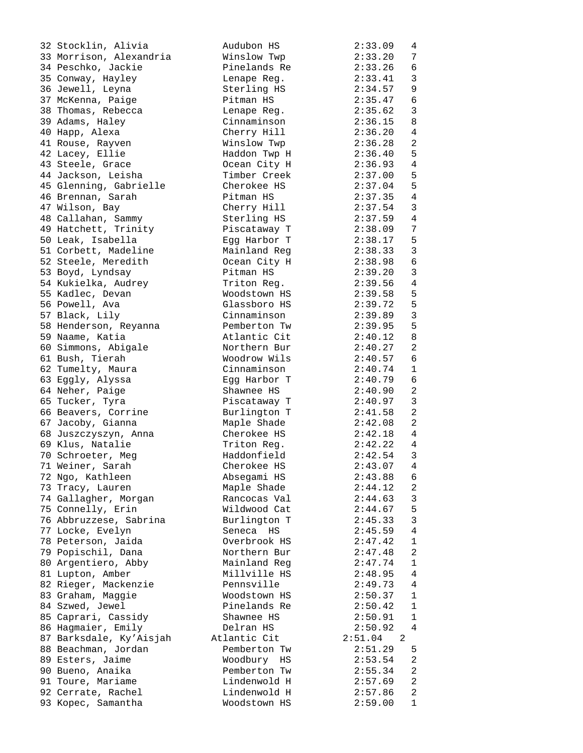```
32 Stocklin, Alivia          Audubon HS        2:33.09   4
33 Morrison, Alexandria      Winslow Twp       2:33.20   7
34 Peschko, Jackie           Pinelands Re      2:33.26   6
35 Conway, Hayley            Lenape Reg.       2:33.41   3
36 Jewell, Leyna             Sterling HS       2:34.57   9
37 McKenna, Paige            Pitman HS         2:35.47   6
38 Thomas, Rebecca           Lenape Reg.       2:35.62   3
39 Adams, Haley              Cinnaminson       2:36.15   8
40 Happ, Alexa               Cherry Hill       2:36.20   4
41 Rouse, Rayven             Winslow Twp       2:36.28   2
42 Lacey, Ellie              Haddon Twp H      2:36.40   5
43 Steele, Grace             Ocean City H      2:36.93   4
44 Jackson, Leisha           Timber Creek      2:37.00   5
45 Glenning, Gabrielle       Cherokee HS       2:37.04   5
46 Brennan, Sarah            Pitman HS         2:37.35   4
47 Wilson, Bay               Cherry Hill       2:37.54   3
48 Callahan, Sammy           Sterling HS       2:37.59   4
49 Hatchett, Trinity         Piscataway T      2:38.09   7
50 Leak, Isabella            Egg Harbor T      2:38.17   5
51 Corbett, Madeline         Mainland Reg      2:38.33   3
52 Steele, Meredith          Ocean City H      2:38.98   6
53 Boyd, Lyndsay             Pitman HS         2:39.20   3
54 Kukielka, Audrey          Triton Reg.       2:39.56   4
55 Kadlec, Devan             Woodstown HS      2:39.58   5
56 Powell, Ava               Glassboro HS      2:39.72   5
57 Black, Lily               Cinnaminson       2:39.89   3
58 Henderson, Reyanna        Pemberton Tw      2:39.95   5
59 Naame, Katia              Atlantic Cit      2:40.12   8
60 Simmons, Abigale          Northern Bur      2:40.27   2
61 Bush, Tierah              Woodrow Wils      2:40.57   6
62 Tumelty, Maura            Cinnaminson       2:40.74   1
63 Eggly, Alyssa             Egg Harbor T      2:40.79   6
64 Neher, Paige              Shawnee HS        2:40.90   2
65 Tucker, Tyra              Piscataway T      2:40.97   3
66 Beavers, Corrine          Burlington T      2:41.58   2
67 Jacoby, Gianna            Maple Shade       2:42.08   2
68 Juszczyszyn, Anna         Cherokee HS       2:42.18   4
69 Klus, Natalie             Triton Reg.       2:42.22   4
70 Schroeter, Meg            Haddonfield       2:42.54   3
71 Weiner, Sarah             Cherokee HS       2:43.07   4
72 Ngo, Kathleen             Absegami HS       2:43.88   6
73 Tracy, Lauren             Maple Shade       2:44.12   2
74 Gallagher, Morgan         Rancocas Val      2:44.63   3
75 Connelly, Erin            Wildwood Cat      2:44.67   5
76 Abbruzzese, Sabrina       Burlington T      2:45.33   3
77 Locke, Evelyn             Seneca  HS        2:45.59   4
78 Peterson, Jaida           Overbrook HS      2:47.42   1
79 Popischil, Dana           Northern Bur      2:47.48   2
80 Argentiero, Abby          Mainland Reg      2:47.74   1
81 Lupton, Amber             Millville HS      2:48.95   4
82 Rieger, Mackenzie         Pennsville        2:49.73   4
83 Graham, Maggie            Woodstown HS      2:50.37   1
84 Szwed, Jewel              Pinelands Re      2:50.42   1
85 Caprari, Cassidy          Shawnee HS        2:50.91   1
86 Hagmaier, Emily           Delran HS         2:50.92   4
87 Barksdale, Ky'Aisjah     Atlantic Cit      2:51.04   2
88 Beachman, Jordan          Pemberton Tw      2:51.29   5
89 Esters, Jaime             Woodbury  HS      2:53.54   2
90 Bueno, Anaika             Pemberton Tw      2:55.34   2
91 Toure, Mariame            Lindenwold H      2:57.69   2
92 Cerrate, Rachel           Lindenwold H      2:57.86   2
93 Kopec, Samantha           Woodstown HS      2:59.00   1
```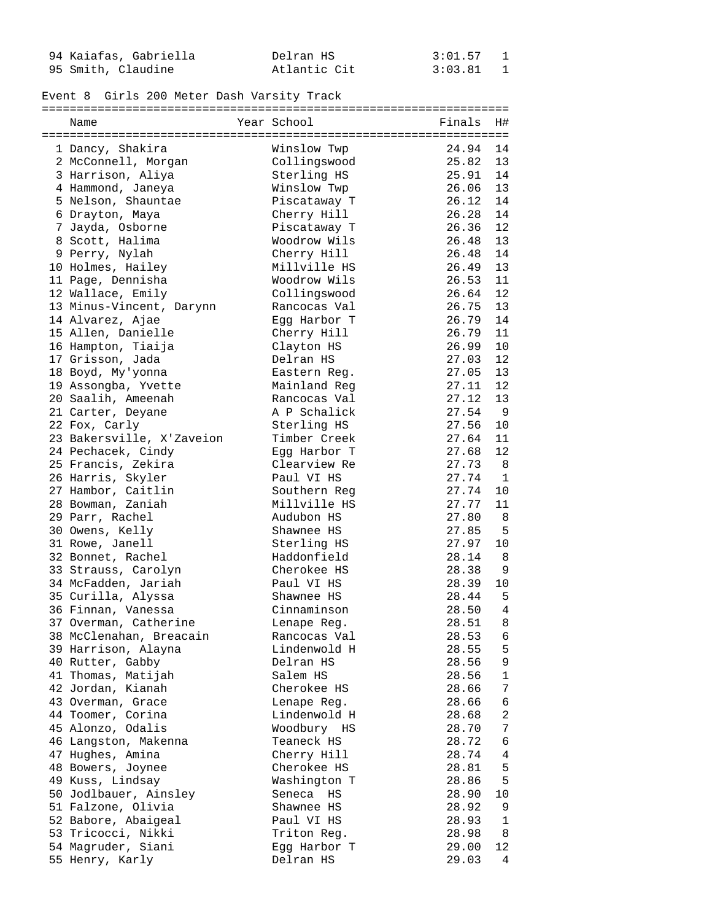| Place | Name | Year | School | Finals | H# |
|---|---|---|---|---|---|
| 94 | Kaiafas, Gabriella | | Delran HS | 3:01.57 | 1 |
| 95 | Smith, Claudine | | Atlantic Cit | 3:03.81 | 1 |

## Event 8  Girls 200 Meter Dash Varsity Track

| Place | Name | Year | School | Finals | H# |
|---|---|---|---|---|---|
| 1 | Dancy, Shakira | | Winslow Twp | 24.94 | 14 |
| 2 | McConnell, Morgan | | Collingswood | 25.82 | 13 |
| 3 | Harrison, Aliya | | Sterling HS | 25.91 | 14 |
| 4 | Hammond, Janeya | | Winslow Twp | 26.06 | 13 |
| 5 | Nelson, Shauntae | | Piscataway T | 26.12 | 14 |
| 6 | Drayton, Maya | | Cherry Hill | 26.28 | 14 |
| 7 | Jayda, Osborne | | Piscataway T | 26.36 | 12 |
| 8 | Scott, Halima | | Woodrow Wils | 26.48 | 13 |
| 9 | Perry, Nylah | | Cherry Hill | 26.48 | 14 |
| 10 | Holmes, Hailey | | Millville HS | 26.49 | 13 |
| 11 | Page, Dennisha | | Woodrow Wils | 26.53 | 11 |
| 12 | Wallace, Emily | | Collingswood | 26.64 | 12 |
| 13 | Minus-Vincent, Darynn | | Rancocas Val | 26.75 | 13 |
| 14 | Alvarez, Ajae | | Egg Harbor T | 26.79 | 14 |
| 15 | Allen, Danielle | | Cherry Hill | 26.79 | 11 |
| 16 | Hampton, Tiaija | | Clayton HS | 26.99 | 10 |
| 17 | Grisson, Jada | | Delran HS | 27.03 | 12 |
| 18 | Boyd, My'yonna | | Eastern Reg. | 27.05 | 13 |
| 19 | Assongba, Yvette | | Mainland Reg | 27.11 | 12 |
| 20 | Saalih, Ameenah | | Rancocas Val | 27.12 | 13 |
| 21 | Carter, Deyane | | A P Schalick | 27.54 | 9 |
| 22 | Fox, Carly | | Sterling HS | 27.56 | 10 |
| 23 | Bakersville, X'Zaveion | | Timber Creek | 27.64 | 11 |
| 24 | Pechacek, Cindy | | Egg Harbor T | 27.68 | 12 |
| 25 | Francis, Zekira | | Clearview Re | 27.73 | 8 |
| 26 | Harris, Skyler | | Paul VI HS | 27.74 | 1 |
| 27 | Hambor, Caitlin | | Southern Reg | 27.74 | 10 |
| 28 | Bowman, Zaniah | | Millville HS | 27.77 | 11 |
| 29 | Parr, Rachel | | Audubon HS | 27.80 | 8 |
| 30 | Owens, Kelly | | Shawnee HS | 27.85 | 5 |
| 31 | Rowe, Janell | | Sterling HS | 27.97 | 10 |
| 32 | Bonnet, Rachel | | Haddonfield | 28.14 | 8 |
| 33 | Strauss, Carolyn | | Cherokee HS | 28.38 | 9 |
| 34 | McFadden, Jariah | | Paul VI HS | 28.39 | 10 |
| 35 | Curilla, Alyssa | | Shawnee HS | 28.44 | 5 |
| 36 | Finnan, Vanessa | | Cinnaminson | 28.50 | 4 |
| 37 | Overman, Catherine | | Lenape Reg. | 28.51 | 8 |
| 38 | McClenahan, Breacain | | Rancocas Val | 28.53 | 6 |
| 39 | Harrison, Alayna | | Lindenwold H | 28.55 | 5 |
| 40 | Rutter, Gabby | | Delran HS | 28.56 | 9 |
| 41 | Thomas, Matijah | | Salem HS | 28.56 | 1 |
| 42 | Jordan, Kianah | | Cherokee HS | 28.66 | 7 |
| 43 | Overman, Grace | | Lenape Reg. | 28.66 | 6 |
| 44 | Toomer, Corina | | Lindenwold H | 28.68 | 2 |
| 45 | Alonzo, Odalis | | Woodbury HS | 28.70 | 7 |
| 46 | Langston, Makenna | | Teaneck HS | 28.72 | 6 |
| 47 | Hughes, Amina | | Cherry Hill | 28.74 | 4 |
| 48 | Bowers, Joynee | | Cherokee HS | 28.81 | 5 |
| 49 | Kuss, Lindsay | | Washington T | 28.86 | 5 |
| 50 | Jodlbauer, Ainsley | | Seneca HS | 28.90 | 10 |
| 51 | Falzone, Olivia | | Shawnee HS | 28.92 | 9 |
| 52 | Babore, Abaigeal | | Paul VI HS | 28.93 | 1 |
| 53 | Tricocci, Nikki | | Triton Reg. | 28.98 | 8 |
| 54 | Magruder, Siani | | Egg Harbor T | 29.00 | 12 |
| 55 | Henry, Karly | | Delran HS | 29.03 | 4 |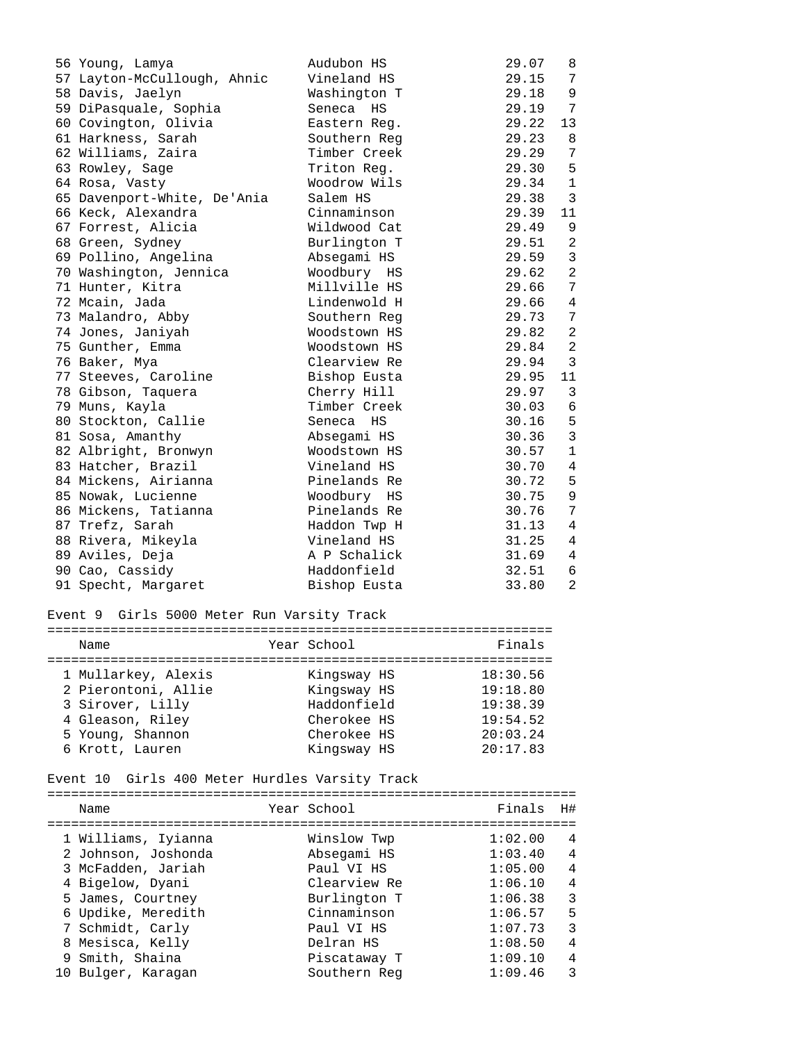| Place | Name | Year | School | Finals | H# |
|---|---|---|---|---|---|
| 56 | Young, Lamya | | Audubon HS | 29.07 | 8 |
| 57 | Layton-McCullough, Ahnic | | Vineland HS | 29.15 | 7 |
| 58 | Davis, Jaelyn | | Washington T | 29.18 | 9 |
| 59 | DiPasquale, Sophia | | Seneca HS | 29.19 | 7 |
| 60 | Covington, Olivia | | Eastern Reg. | 29.22 | 13 |
| 61 | Harkness, Sarah | | Southern Reg | 29.23 | 8 |
| 62 | Williams, Zaira | | Timber Creek | 29.29 | 7 |
| 63 | Rowley, Sage | | Triton Reg. | 29.30 | 5 |
| 64 | Rosa, Vasty | | Woodrow Wils | 29.34 | 1 |
| 65 | Davenport-White, De'Ania | | Salem HS | 29.38 | 3 |
| 66 | Keck, Alexandra | | Cinnaminson | 29.39 | 11 |
| 67 | Forrest, Alicia | | Wildwood Cat | 29.49 | 9 |
| 68 | Green, Sydney | | Burlington T | 29.51 | 2 |
| 69 | Pollino, Angelina | | Absegami HS | 29.59 | 3 |
| 70 | Washington, Jennica | | Woodbury HS | 29.62 | 2 |
| 71 | Hunter, Kitra | | Millville HS | 29.66 | 7 |
| 72 | Mcain, Jada | | Lindenwold H | 29.66 | 4 |
| 73 | Malandro, Abby | | Southern Reg | 29.73 | 7 |
| 74 | Jones, Janiyah | | Woodstown HS | 29.82 | 2 |
| 75 | Gunther, Emma | | Woodstown HS | 29.84 | 2 |
| 76 | Baker, Mya | | Clearview Re | 29.94 | 3 |
| 77 | Steeves, Caroline | | Bishop Eusta | 29.95 | 11 |
| 78 | Gibson, Taquera | | Cherry Hill | 29.97 | 3 |
| 79 | Muns, Kayla | | Timber Creek | 30.03 | 6 |
| 80 | Stockton, Callie | | Seneca HS | 30.16 | 5 |
| 81 | Sosa, Amanthy | | Absegami HS | 30.36 | 3 |
| 82 | Albright, Bronwyn | | Woodstown HS | 30.57 | 1 |
| 83 | Hatcher, Brazil | | Vineland HS | 30.70 | 4 |
| 84 | Mickens, Airianna | | Pinelands Re | 30.72 | 5 |
| 85 | Nowak, Lucienne | | Woodbury HS | 30.75 | 9 |
| 86 | Mickens, Tatianna | | Pinelands Re | 30.76 | 7 |
| 87 | Trefz, Sarah | | Haddon Twp H | 31.13 | 4 |
| 88 | Rivera, Mikeyla | | Vineland HS | 31.25 | 4 |
| 89 | Aviles, Deja | | A P Schalick | 31.69 | 4 |
| 90 | Cao, Cassidy | | Haddonfield | 32.51 | 6 |
| 91 | Specht, Margaret | | Bishop Eusta | 33.80 | 2 |

## Event 9 Girls 5000 Meter Run Varsity Track

| Place | Name | Year | School | Finals |
|---|---|---|---|---|
| 1 | Mullarkey, Alexis | | Kingsway HS | 18:30.56 |
| 2 | Pierontoni, Allie | | Kingsway HS | 19:18.80 |
| 3 | Sirover, Lilly | | Haddonfield | 19:38.39 |
| 4 | Gleason, Riley | | Cherokee HS | 19:54.52 |
| 5 | Young, Shannon | | Cherokee HS | 20:03.24 |
| 6 | Krott, Lauren | | Kingsway HS | 20:17.83 |

## Event 10 Girls 400 Meter Hurdles Varsity Track

| Place | Name | Year | School | Finals | H# |
|---|---|---|---|---|---|
| 1 | Williams, Iyianna | | Winslow Twp | 1:02.00 | 4 |
| 2 | Johnson, Joshonda | | Absegami HS | 1:03.40 | 4 |
| 3 | McFadden, Jariah | | Paul VI HS | 1:05.00 | 4 |
| 4 | Bigelow, Dyani | | Clearview Re | 1:06.10 | 4 |
| 5 | James, Courtney | | Burlington T | 1:06.38 | 3 |
| 6 | Updike, Meredith | | Cinnaminson | 1:06.57 | 5 |
| 7 | Schmidt, Carly | | Paul VI HS | 1:07.73 | 3 |
| 8 | Mesisca, Kelly | | Delran HS | 1:08.50 | 4 |
| 9 | Smith, Shaina | | Piscataway T | 1:09.10 | 4 |
| 10 | Bulger, Karagan | | Southern Reg | 1:09.46 | 3 |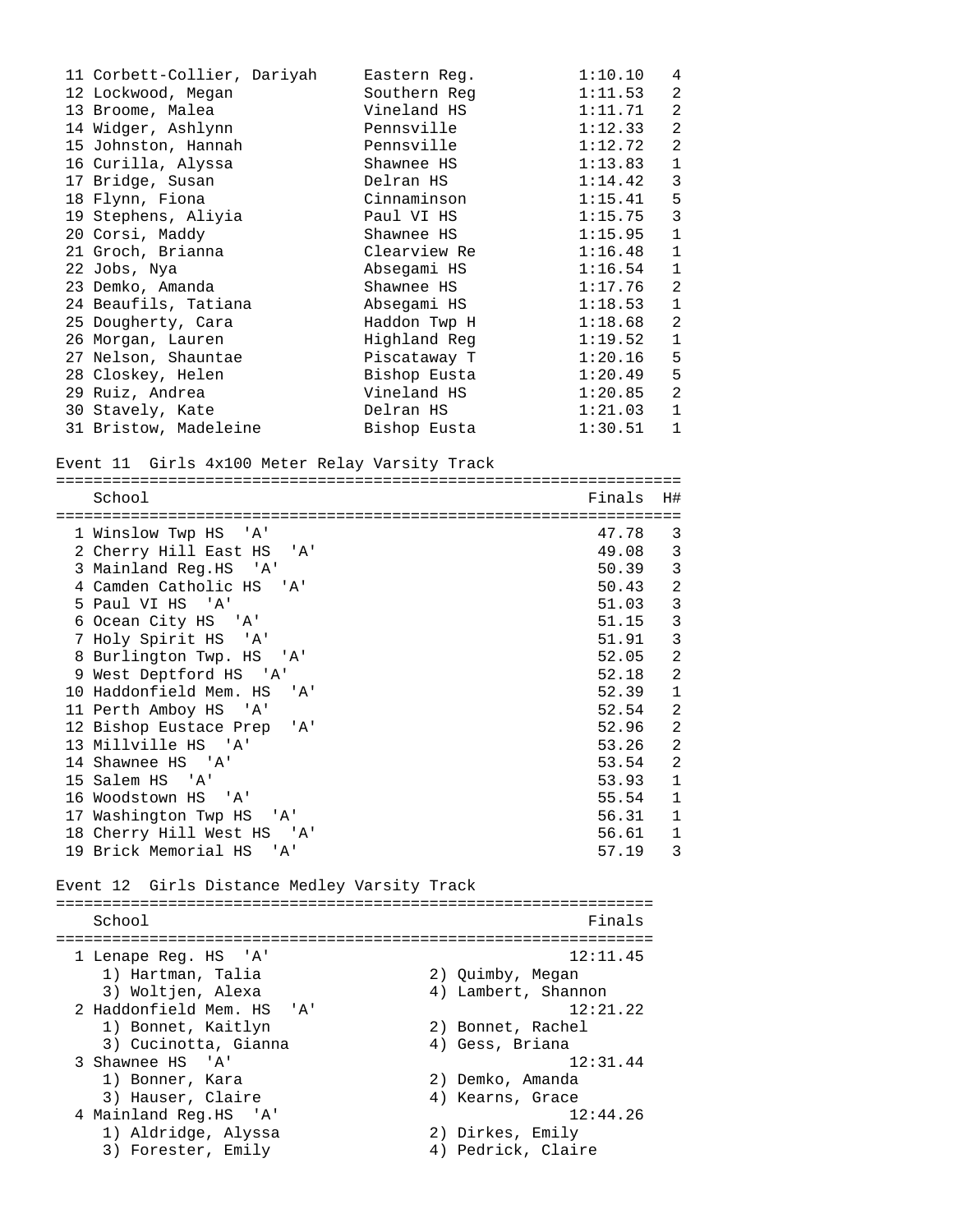| Place | Name | School | Finals | H# |
|---|---|---|---|---|
| 11 | Corbett-Collier, Dariyah | Eastern Reg. | 1:10.10 | 4 |
| 12 | Lockwood, Megan | Southern Reg | 1:11.53 | 2 |
| 13 | Broome, Malea | Vineland HS | 1:11.71 | 2 |
| 14 | Widger, Ashlynn | Pennsville | 1:12.33 | 2 |
| 15 | Johnston, Hannah | Pennsville | 1:12.72 | 2 |
| 16 | Curilla, Alyssa | Shawnee HS | 1:13.83 | 1 |
| 17 | Bridge, Susan | Delran HS | 1:14.42 | 3 |
| 18 | Flynn, Fiona | Cinnaminson | 1:15.41 | 5 |
| 19 | Stephens, Aliyia | Paul VI HS | 1:15.75 | 3 |
| 20 | Corsi, Maddy | Shawnee HS | 1:15.95 | 1 |
| 21 | Groch, Brianna | Clearview Re | 1:16.48 | 1 |
| 22 | Jobs, Nya | Absegami HS | 1:16.54 | 1 |
| 23 | Demko, Amanda | Shawnee HS | 1:17.76 | 2 |
| 24 | Beaufils, Tatiana | Absegami HS | 1:18.53 | 1 |
| 25 | Dougherty, Cara | Haddon Twp H | 1:18.68 | 2 |
| 26 | Morgan, Lauren | Highland Reg | 1:19.52 | 1 |
| 27 | Nelson, Shauntae | Piscataway T | 1:20.16 | 5 |
| 28 | Closkey, Helen | Bishop Eusta | 1:20.49 | 5 |
| 29 | Ruiz, Andrea | Vineland HS | 1:20.85 | 2 |
| 30 | Stavely, Kate | Delran HS | 1:21.03 | 1 |
| 31 | Bristow, Madeleine | Bishop Eusta | 1:30.51 | 1 |

## Event 11 Girls 4x100 Meter Relay Varsity Track

| Place | School | Finals | H# |
|---|---|---|---|
| 1 | Winslow Twp HS 'A' | 47.78 | 3 |
| 2 | Cherry Hill East HS 'A' | 49.08 | 3 |
| 3 | Mainland Reg.HS 'A' | 50.39 | 3 |
| 4 | Camden Catholic HS 'A' | 50.43 | 2 |
| 5 | Paul VI HS 'A' | 51.03 | 3 |
| 6 | Ocean City HS 'A' | 51.15 | 3 |
| 7 | Holy Spirit HS 'A' | 51.91 | 3 |
| 8 | Burlington Twp. HS 'A' | 52.05 | 2 |
| 9 | West Deptford HS 'A' | 52.18 | 2 |
| 10 | Haddonfield Mem. HS 'A' | 52.39 | 1 |
| 11 | Perth Amboy HS 'A' | 52.54 | 2 |
| 12 | Bishop Eustace Prep 'A' | 52.96 | 2 |
| 13 | Millville HS 'A' | 53.26 | 2 |
| 14 | Shawnee HS 'A' | 53.54 | 2 |
| 15 | Salem HS 'A' | 53.93 | 1 |
| 16 | Woodstown HS 'A' | 55.54 | 1 |
| 17 | Washington Twp HS 'A' | 56.31 | 1 |
| 18 | Cherry Hill West HS 'A' | 56.61 | 1 |
| 19 | Brick Memorial HS 'A' | 57.19 | 3 |

## Event 12 Girls Distance Medley Varsity Track

| Place | School | Finals |
|---|---|---|
| 1 | Lenape Reg. HS 'A' | 12:11.45 |
| | 1) Hartman, Talia; 2) Quimby, Megan; 3) Woltjen, Alexa; 4) Lambert, Shannon | |
| 2 | Haddonfield Mem. HS 'A' | 12:21.22 |
| | 1) Bonnet, Kaitlyn; 2) Bonnet, Rachel; 3) Cucinotta, Gianna; 4) Gess, Briana | |
| 3 | Shawnee HS 'A' | 12:31.44 |
| | 1) Bonner, Kara; 2) Demko, Amanda; 3) Hauser, Claire; 4) Kearns, Grace | |
| 4 | Mainland Reg.HS 'A' | 12:44.26 |
| | 1) Aldridge, Alyssa; 2) Dirkes, Emily; 3) Forester, Emily; 4) Pedrick, Claire | |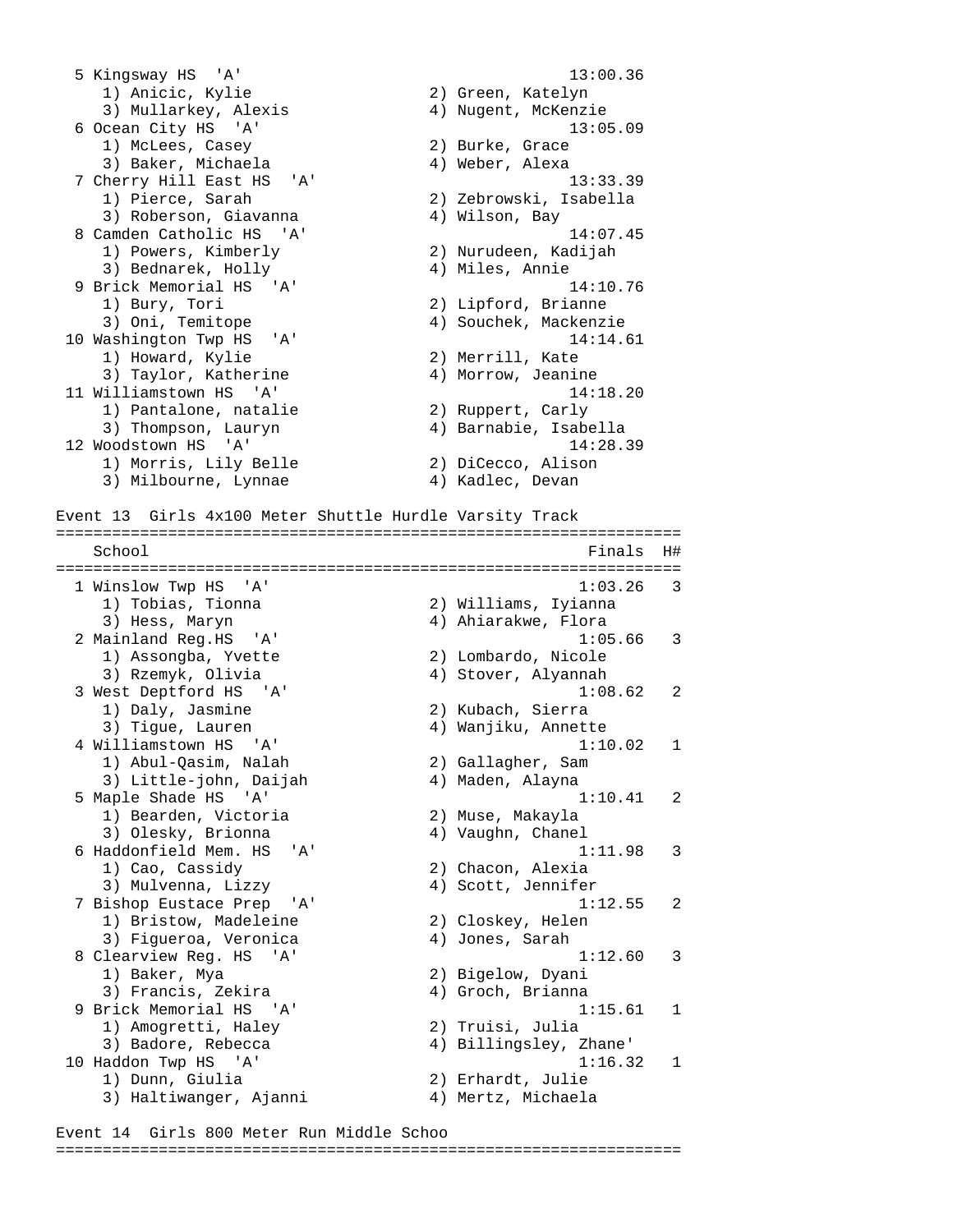| Place | School | | Finals |
|---|---|---|---|
| 5 | Kingsway HS 'A' | | 13:00.36 |
| | 1) Anicic, Kylie | 2) Green, Katelyn | |
| | 3) Mullarkey, Alexis | 4) Nugent, McKenzie | |
| 6 | Ocean City HS 'A' | | 13:05.09 |
| | 1) McLees, Casey | 2) Burke, Grace | |
| | 3) Baker, Michaela | 4) Weber, Alexa | |
| 7 | Cherry Hill East HS 'A' | | 13:33.39 |
| | 1) Pierce, Sarah | 2) Zebrowski, Isabella | |
| | 3) Roberson, Giavanna | 4) Wilson, Bay | |
| 8 | Camden Catholic HS 'A' | | 14:07.45 |
| | 1) Powers, Kimberly | 2) Nurudeen, Kadijah | |
| | 3) Bednarek, Holly | 4) Miles, Annie | |
| 9 | Brick Memorial HS 'A' | | 14:10.76 |
| | 1) Bury, Tori | 2) Lipford, Brianne | |
| | 3) Oni, Temitope | 4) Souchek, Mackenzie | |
| 10 | Washington Twp HS 'A' | | 14:14.61 |
| | 1) Howard, Kylie | 2) Merrill, Kate | |
| | 3) Taylor, Katherine | 4) Morrow, Jeanine | |
| 11 | Williamstown HS 'A' | | 14:18.20 |
| | 1) Pantalone, natalie | 2) Ruppert, Carly | |
| | 3) Thompson, Lauryn | 4) Barnabie, Isabella | |
| 12 | Woodstown HS 'A' | | 14:28.39 |
| | 1) Morris, Lily Belle | 2) DiCecco, Alison | |
| | 3) Milbourne, Lynnae | 4) Kadlec, Devan | |

## Event 13 Girls 4x100 Meter Shuttle Hurdle Varsity Track

| Place | School | | Finals | H# |
|---|---|---|---|---|
| 1 | Winslow Twp HS 'A' | | 1:03.26 | 3 |
| | 1) Tobias, Tionna | 2) Williams, Iyianna | | |
| | 3) Hess, Maryn | 4) Ahiarakwe, Flora | | |
| 2 | Mainland Reg.HS 'A' | | 1:05.66 | 3 |
| | 1) Assongba, Yvette | 2) Lombardo, Nicole | | |
| | 3) Rzemyk, Olivia | 4) Stover, Alyannah | | |
| 3 | West Deptford HS 'A' | | 1:08.62 | 2 |
| | 1) Daly, Jasmine | 2) Kubach, Sierra | | |
| | 3) Tigue, Lauren | 4) Wanjiku, Annette | | |
| 4 | Williamstown HS 'A' | | 1:10.02 | 1 |
| | 1) Abul-Qasim, Nalah | 2) Gallagher, Sam | | |
| | 3) Little-john, Daijah | 4) Maden, Alayna | | |
| 5 | Maple Shade HS 'A' | | 1:10.41 | 2 |
| | 1) Bearden, Victoria | 2) Muse, Makayla | | |
| | 3) Olesky, Brionna | 4) Vaughn, Chanel | | |
| 6 | Haddonfield Mem. HS 'A' | | 1:11.98 | 3 |
| | 1) Cao, Cassidy | 2) Chacon, Alexia | | |
| | 3) Mulvenna, Lizzy | 4) Scott, Jennifer | | |
| 7 | Bishop Eustace Prep 'A' | | 1:12.55 | 2 |
| | 1) Bristow, Madeleine | 2) Closkey, Helen | | |
| | 3) Figueroa, Veronica | 4) Jones, Sarah | | |
| 8 | Clearview Reg. HS 'A' | | 1:12.60 | 3 |
| | 1) Baker, Mya | 2) Bigelow, Dyani | | |
| | 3) Francis, Zekira | 4) Groch, Brianna | | |
| 9 | Brick Memorial HS 'A' | | 1:15.61 | 1 |
| | 1) Amogretti, Haley | 2) Truisi, Julia | | |
| | 3) Badore, Rebecca | 4) Billingsley, Zhane' | | |
| 10 | Haddon Twp HS 'A' | | 1:16.32 | 1 |
| | 1) Dunn, Giulia | 2) Erhardt, Julie | | |
| | 3) Haltiwanger, Ajanni | 4) Mertz, Michaela | | |

## Event 14 Girls 800 Meter Run Middle Schoo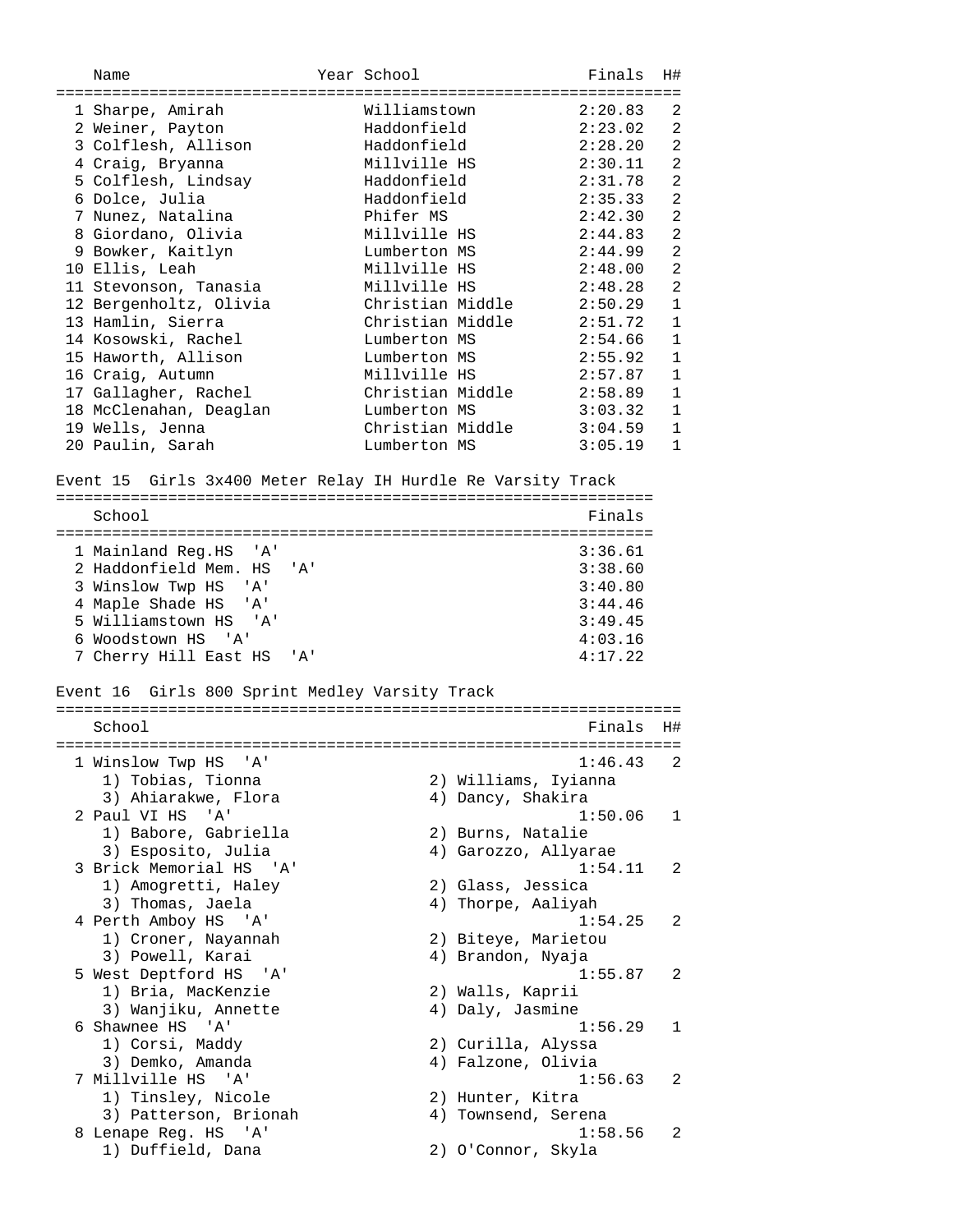| | Name | Year | School | Finals | H# |
|---|---|---|---|---|---|
| 1 | Sharpe, Amirah | | Williamstown | 2:20.83 | 2 |
| 2 | Weiner, Payton | | Haddonfield | 2:23.02 | 2 |
| 3 | Colflesh, Allison | | Haddonfield | 2:28.20 | 2 |
| 4 | Craig, Bryanna | | Millville HS | 2:30.11 | 2 |
| 5 | Colflesh, Lindsay | | Haddonfield | 2:31.78 | 2 |
| 6 | Dolce, Julia | | Haddonfield | 2:35.33 | 2 |
| 7 | Nunez, Natalina | | Phifer MS | 2:42.30 | 2 |
| 8 | Giordano, Olivia | | Millville HS | 2:44.83 | 2 |
| 9 | Bowker, Kaitlyn | | Lumberton MS | 2:44.99 | 2 |
| 10 | Ellis, Leah | | Millville HS | 2:48.00 | 2 |
| 11 | Stevonson, Tanasia | | Millville HS | 2:48.28 | 2 |
| 12 | Bergenholtz, Olivia | | Christian Middle | 2:50.29 | 1 |
| 13 | Hamlin, Sierra | | Christian Middle | 2:51.72 | 1 |
| 14 | Kosowski, Rachel | | Lumberton MS | 2:54.66 | 1 |
| 15 | Haworth, Allison | | Lumberton MS | 2:55.92 | 1 |
| 16 | Craig, Autumn | | Millville HS | 2:57.87 | 1 |
| 17 | Gallagher, Rachel | | Christian Middle | 2:58.89 | 1 |
| 18 | McClenahan, Deaglan | | Lumberton MS | 3:03.32 | 1 |
| 19 | Wells, Jenna | | Christian Middle | 3:04.59 | 1 |
| 20 | Paulin, Sarah | | Lumberton MS | 3:05.19 | 1 |

## Event 15 Girls 3x400 Meter Relay IH Hurdle Re Varsity Track

| | School | Finals |
|---|---|---|
| 1 | Mainland Reg.HS 'A' | 3:36.61 |
| 2 | Haddonfield Mem. HS 'A' | 3:38.60 |
| 3 | Winslow Twp HS 'A' | 3:40.80 |
| 4 | Maple Shade HS 'A' | 3:44.46 |
| 5 | Williamstown HS 'A' | 3:49.45 |
| 6 | Woodstown HS 'A' | 4:03.16 |
| 7 | Cherry Hill East HS 'A' | 4:17.22 |

## Event 16 Girls 800 Sprint Medley Varsity Track

| | School | Finals | H# |
|---|---|---|---|
| 1 | Winslow Twp HS 'A' | 1:46.43 | 2 |
| | 1) Tobias, Tionna 2) Williams, Iyianna 3) Ahiarakwe, Flora 4) Dancy, Shakira | | |
| 2 | Paul VI HS 'A' | 1:50.06 | 1 |
| | 1) Babore, Gabriella 2) Burns, Natalie 3) Esposito, Julia 4) Garozzo, Allyarae | | |
| 3 | Brick Memorial HS 'A' | 1:54.11 | 2 |
| | 1) Amogretti, Haley 2) Glass, Jessica 3) Thomas, Jaela 4) Thorpe, Aaliyah | | |
| 4 | Perth Amboy HS 'A' | 1:54.25 | 2 |
| | 1) Croner, Nayannah 2) Biteye, Marietou 3) Powell, Karai 4) Brandon, Nyaja | | |
| 5 | West Deptford HS 'A' | 1:55.87 | 2 |
| | 1) Bria, MacKenzie 2) Walls, Kaprii 3) Wanjiku, Annette 4) Daly, Jasmine | | |
| 6 | Shawnee HS 'A' | 1:56.29 | 1 |
| | 1) Corsi, Maddy 2) Curilla, Alyssa 3) Demko, Amanda 4) Falzone, Olivia | | |
| 7 | Millville HS 'A' | 1:56.63 | 2 |
| | 1) Tinsley, Nicole 2) Hunter, Kitra 3) Patterson, Brionah 4) Townsend, Serena | | |
| 8 | Lenape Reg. HS 'A' | 1:58.56 | 2 |
| | 1) Duffield, Dana 2) O'Connor, Skyla | | |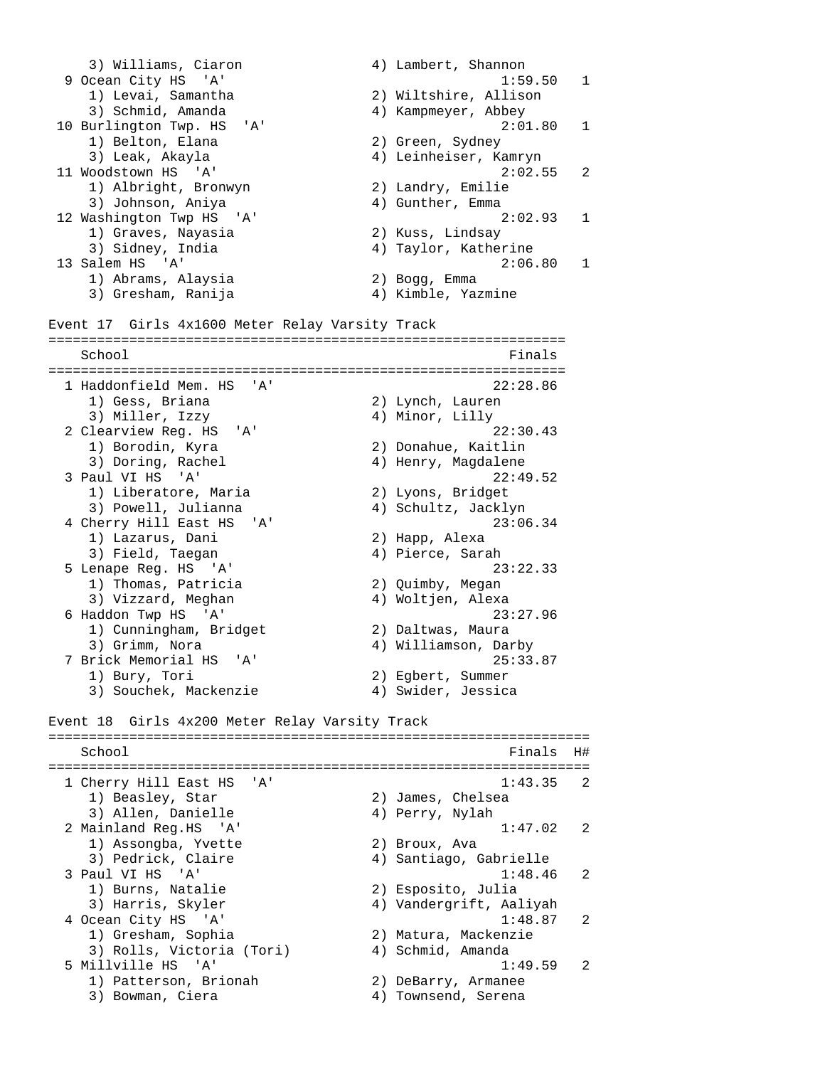```
    3) Williams, Ciaron              4) Lambert, Shannon
  9 Ocean City HS  'A'                                1:59.50   1
    1) Levai, Samantha               2) Wiltshire, Allison
    3) Schmid, Amanda                4) Kampmeyer, Abbey
 10 Burlington Twp. HS  'A'                           2:01.80   1
    1) Belton, Elana                 2) Green, Sydney
    3) Leak, Akayla                  4) Leinheiser, Kamryn
 11 Woodstown HS  'A'                                 2:02.55   2
    1) Albright, Bronwyn             2) Landry, Emilie
    3) Johnson, Aniya                4) Gunther, Emma
 12 Washington Twp HS  'A'                            2:02.93   1
    1) Graves, Nayasia               2) Kuss, Lindsay
    3) Sidney, India                 4) Taylor, Katherine
 13 Salem HS  'A'                                     2:06.80   1
    1) Abrams, Alaysia               2) Bogg, Emma
    3) Gresham, Ranija               4) Kimble, Yazmine

Event 17  Girls 4x1600 Meter Relay Varsity Track
================================================================
    School                                               Finals
================================================================
  1 Haddonfield Mem. HS  'A'                           22:28.86
    1) Gess, Briana                  2) Lynch, Lauren
    3) Miller, Izzy                  4) Minor, Lilly
  2 Clearview Reg. HS  'A'                             22:30.43
    1) Borodin, Kyra                 2) Donahue, Kaitlin
    3) Doring, Rachel                4) Henry, Magdalene
  3 Paul VI HS  'A'                                    22:49.52
    1) Liberatore, Maria             2) Lyons, Bridget
    3) Powell, Julianna              4) Schultz, Jacklyn
  4 Cherry Hill East HS  'A'                           23:06.34
    1) Lazarus, Dani                 2) Happ, Alexa
    3) Field, Taegan                 4) Pierce, Sarah
  5 Lenape Reg. HS  'A'                                23:22.33
    1) Thomas, Patricia              2) Quimby, Megan
    3) Vizzard, Meghan               4) Woltjen, Alexa
  6 Haddon Twp HS  'A'                                 23:27.96
    1) Cunningham, Bridget           2) Daltwas, Maura
    3) Grimm, Nora                   4) Williamson, Darby
  7 Brick Memorial HS  'A'                             25:33.87
    1) Bury, Tori                    2) Egbert, Summer
    3) Souchek, Mackenzie            4) Swider, Jessica

Event 18  Girls 4x200 Meter Relay Varsity Track
===================================================================
    School                                               Finals  H#
===================================================================
  1 Cherry Hill East HS  'A'                          1:43.35   2
    1) Beasley, Star                 2) James, Chelsea
    3) Allen, Danielle               4) Perry, Nylah
  2 Mainland Reg.HS  'A'                              1:47.02   2
    1) Assongba, Yvette              2) Broux, Ava
    3) Pedrick, Claire               4) Santiago, Gabrielle
  3 Paul VI HS  'A'                                   1:48.46   2
    1) Burns, Natalie                2) Esposito, Julia
    3) Harris, Skyler                4) Vandergrift, Aaliyah
  4 Ocean City HS  'A'                                1:48.87   2
    1) Gresham, Sophia               2) Matura, Mackenzie
    3) Rolls, Victoria (Tori)        4) Schmid, Amanda
  5 Millville HS  'A'                                 1:49.59   2
    1) Patterson, Brionah            2) DeBarry, Armanee
    3) Bowman, Ciera                 4) Townsend, Serena
```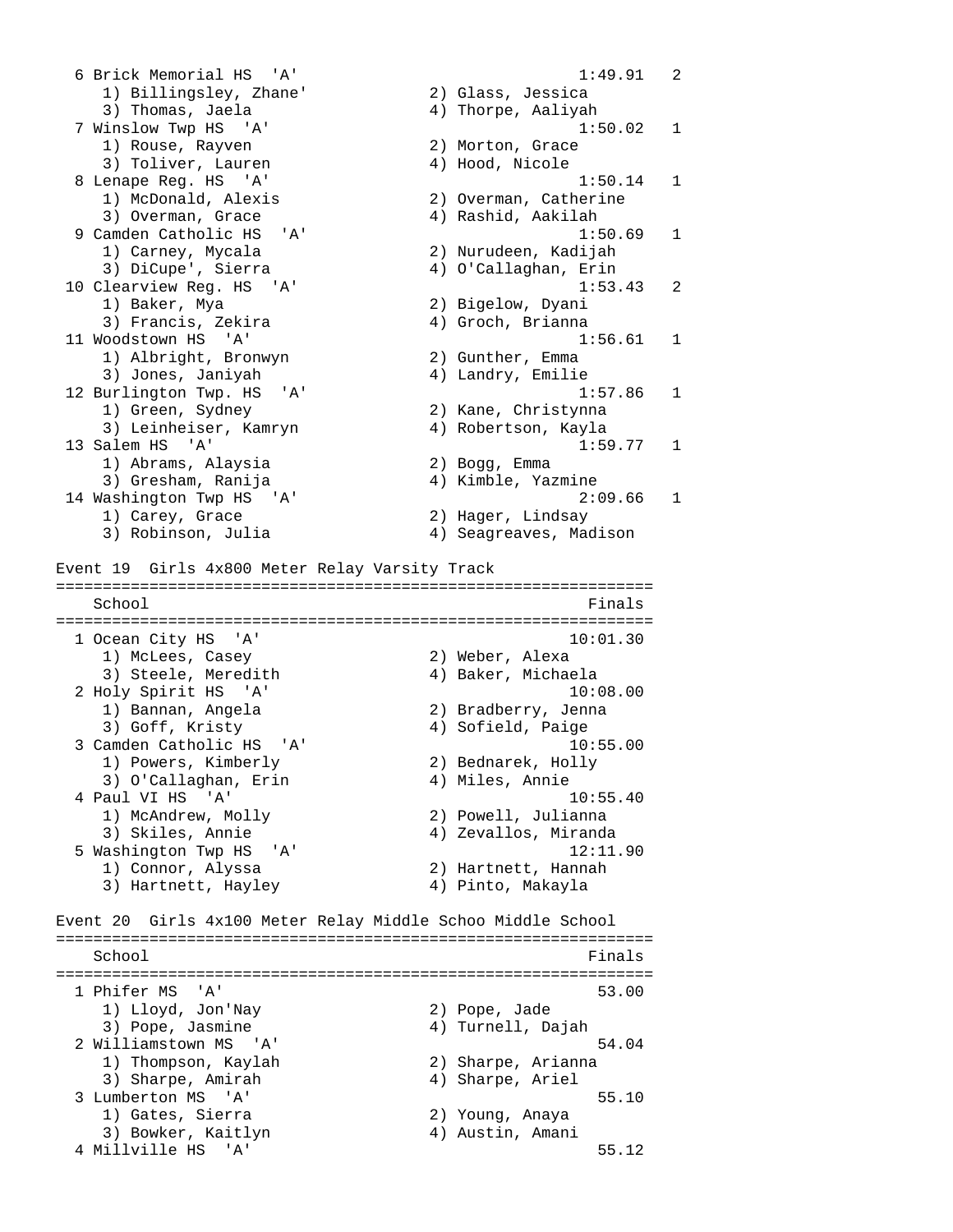```
  6 Brick Memorial HS  'A'                             1:49.91   2
     1) Billingsley, Zhane'            2) Glass, Jessica
     3) Thomas, Jaela                  4) Thorpe, Aaliyah
  7 Winslow Twp HS  'A'                                1:50.02   1
     1) Rouse, Rayven                  2) Morton, Grace
     3) Toliver, Lauren                4) Hood, Nicole
  8 Lenape Reg. HS  'A'                                1:50.14   1
     1) McDonald, Alexis               2) Overman, Catherine
     3) Overman, Grace                 4) Rashid, Aakilah
  9 Camden Catholic HS  'A'                            1:50.69   1
     1) Carney, Mycala                 2) Nurudeen, Kadijah
     3) DiCupe', Sierra                4) O'Callaghan, Erin
 10 Clearview Reg. HS  'A'                             1:53.43   2
     1) Baker, Mya                     2) Bigelow, Dyani
     3) Francis, Zekira                4) Groch, Brianna
 11 Woodstown HS  'A'                                  1:56.61   1
     1) Albright, Bronwyn              2) Gunther, Emma
     3) Jones, Janiyah                 4) Landry, Emilie
 12 Burlington Twp. HS  'A'                            1:57.86   1
     1) Green, Sydney                  2) Kane, Christynna
     3) Leinheiser, Kamryn             4) Robertson, Kayla
 13 Salem HS  'A'                                      1:59.77   1
     1) Abrams, Alaysia                2) Bogg, Emma
     3) Gresham, Ranija                4) Kimble, Yazmine
 14 Washington Twp HS  'A'                             2:09.66   1
     1) Carey, Grace                   2) Hager, Lindsay
     3) Robinson, Julia                4) Seagreaves, Madison

Event 19  Girls 4x800 Meter Relay Varsity Track
================================================================
    School                                               Finals
================================================================
  1 Ocean City HS  'A'                                 10:01.30
     1) McLees, Casey                  2) Weber, Alexa
     3) Steele, Meredith               4) Baker, Michaela
  2 Holy Spirit HS  'A'                                10:08.00
     1) Bannan, Angela                 2) Bradberry, Jenna
     3) Goff, Kristy                   4) Sofield, Paige
  3 Camden Catholic HS  'A'                            10:55.00
     1) Powers, Kimberly               2) Bednarek, Holly
     3) O'Callaghan, Erin              4) Miles, Annie
  4 Paul VI HS  'A'                                    10:55.40
     1) McAndrew, Molly                2) Powell, Julianna
     3) Skiles, Annie                  4) Zevallos, Miranda
  5 Washington Twp HS  'A'                             12:11.90
     1) Connor, Alyssa                 2) Hartnett, Hannah
     3) Hartnett, Hayley               4) Pinto, Makayla

Event 20  Girls 4x100 Meter Relay Middle Schoo Middle School
================================================================
    School                                               Finals
================================================================
  1 Phifer MS  'A'                                        53.00
     1) Lloyd, Jon'Nay                 2) Pope, Jade
     3) Pope, Jasmine                  4) Turnell, Dajah
  2 Williamstown MS  'A'                                  54.04
     1) Thompson, Kaylah               2) Sharpe, Arianna
     3) Sharpe, Amirah                 4) Sharpe, Ariel
  3 Lumberton MS  'A'                                     55.10
     1) Gates, Sierra                  2) Young, Anaya
     3) Bowker, Kaitlyn                4) Austin, Amani
  4 Millville HS  'A'                                     55.12
```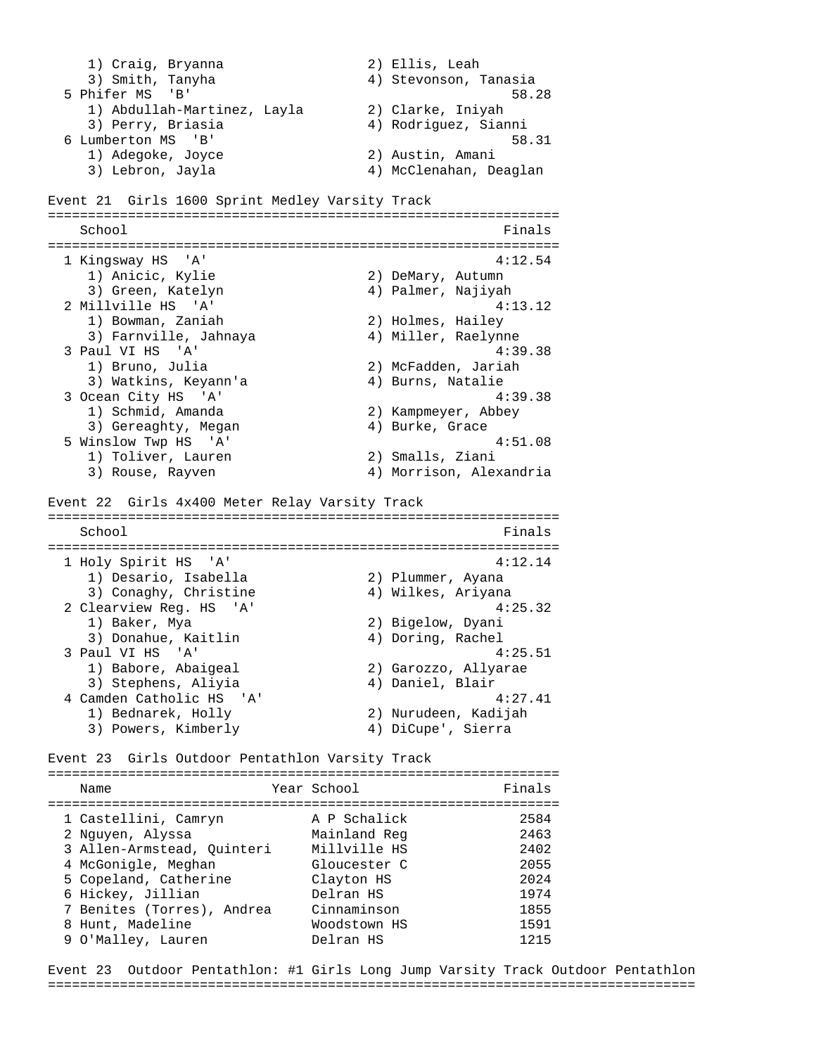1) Craig, Bryanna 2) Ellis, Leah
3) Smith, Tanyha 4) Stevonson, Tanasia

5 Phifer MS 'B' 58.28
1) Abdullah-Martinez, Layla 2) Clarke, Iniyah
3) Perry, Briasia 4) Rodriguez, Sianni

6 Lumberton MS 'B' 58.31
1) Adegoke, Joyce 2) Austin, Amani
3) Lebron, Jayla 4) McClenahan, Deaglan

## Event 21 Girls 1600 Sprint Medley Varsity Track

| School | Finals |
|---|---|
| 1 Kingsway HS 'A' | 4:12.54 |
| 1) Anicic, Kylie 2) DeMary, Autumn 3) Green, Katelyn 4) Palmer, Najiyah | |
| 2 Millville HS 'A' | 4:13.12 |
| 1) Bowman, Zaniah 2) Holmes, Hailey 3) Farnville, Jahnaya 4) Miller, Raelynne | |
| 3 Paul VI HS 'A' | 4:39.38 |
| 1) Bruno, Julia 2) McFadden, Jariah 3) Watkins, Keyann'a 4) Burns, Natalie | |
| 3 Ocean City HS 'A' | 4:39.38 |
| 1) Schmid, Amanda 2) Kampmeyer, Abbey 3) Gereaghty, Megan 4) Burke, Grace | |
| 5 Winslow Twp HS 'A' | 4:51.08 |
| 1) Toliver, Lauren 2) Smalls, Ziani 3) Rouse, Rayven 4) Morrison, Alexandria | |

## Event 22 Girls 4x400 Meter Relay Varsity Track

| School | Finals |
|---|---|
| 1 Holy Spirit HS 'A' | 4:12.14 |
| 1) Desario, Isabella 2) Plummer, Ayana 3) Conaghy, Christine 4) Wilkes, Ariyana | |
| 2 Clearview Reg. HS 'A' | 4:25.32 |
| 1) Baker, Mya 2) Bigelow, Dyani 3) Donahue, Kaitlin 4) Doring, Rachel | |
| 3 Paul VI HS 'A' | 4:25.51 |
| 1) Babore, Abaigeal 2) Garozzo, Allyarae 3) Stephens, Aliyia 4) Daniel, Blair | |
| 4 Camden Catholic HS 'A' | 4:27.41 |
| 1) Bednarek, Holly 2) Nurudeen, Kadijah 3) Powers, Kimberly 4) DiCupe', Sierra | |

## Event 23 Girls Outdoor Pentathlon Varsity Track

| | Name | Year | School | Finals |
|---|---|---|---|---|
| 1 | Castellini, Camryn | | A P Schalick | 2584 |
| 2 | Nguyen, Alyssa | | Mainland Reg | 2463 |
| 3 | Allen-Armstead, Quinteri | | Millville HS | 2402 |
| 4 | McGonigle, Meghan | | Gloucester C | 2055 |
| 5 | Copeland, Catherine | | Clayton HS | 2024 |
| 6 | Hickey, Jillian | | Delran HS | 1974 |
| 7 | Benites (Torres), Andrea | | Cinnaminson | 1855 |
| 8 | Hunt, Madeline | | Woodstown HS | 1591 |
| 9 | O'Malley, Lauren | | Delran HS | 1215 |

## Event 23 Outdoor Pentathlon: #1 Girls Long Jump Varsity Track Outdoor Pentathlon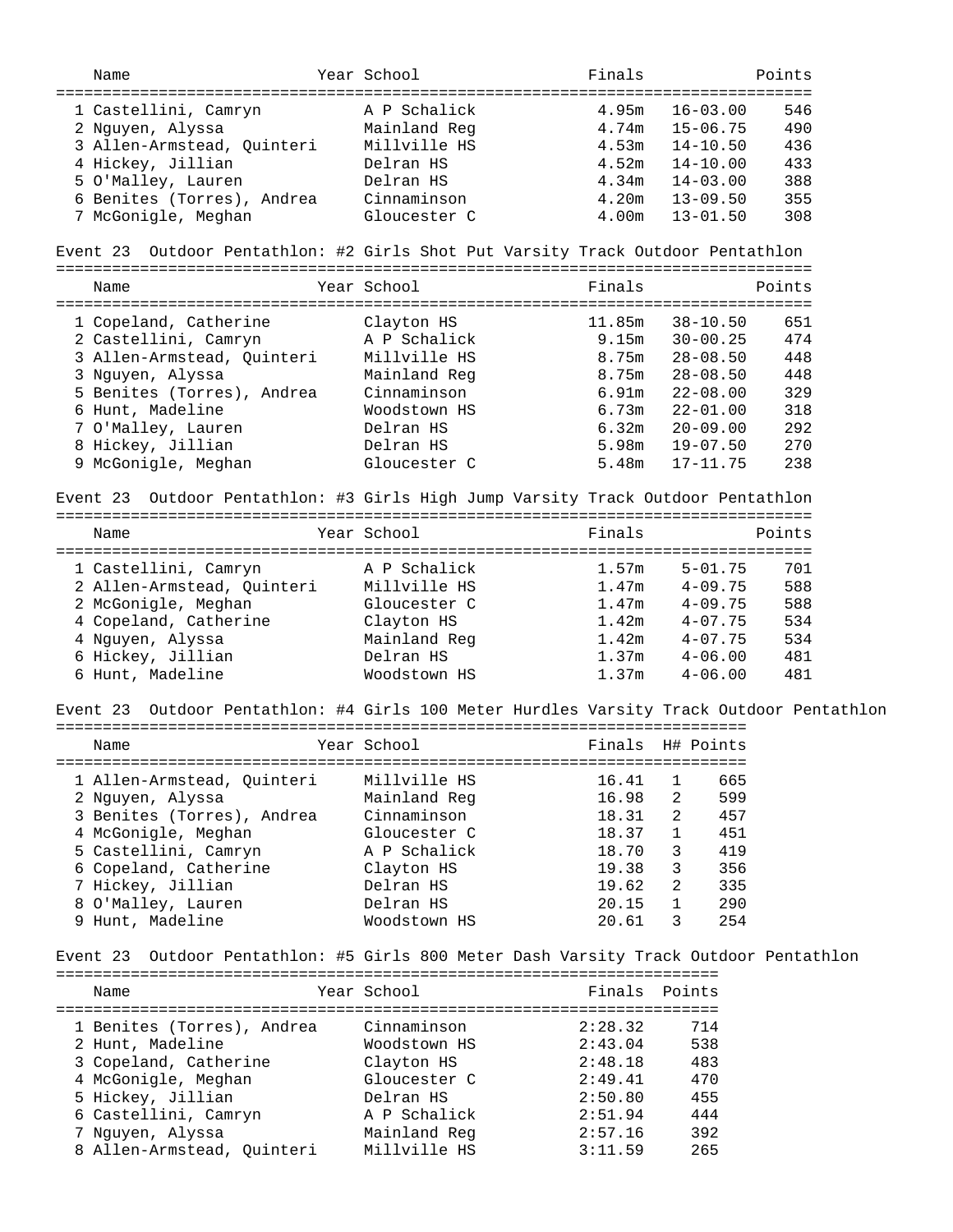| Name | Year | School | Finals | | Points |
|---|---|---|---|---|---|
| 1 Castellini, Camryn | | A P Schalick | 4.95m | 16-03.00 | 546 |
| 2 Nguyen, Alyssa | | Mainland Reg | 4.74m | 15-06.75 | 490 |
| 3 Allen-Armstead, Quinteri | | Millville HS | 4.53m | 14-10.50 | 436 |
| 4 Hickey, Jillian | | Delran HS | 4.52m | 14-10.00 | 433 |
| 5 O'Malley, Lauren | | Delran HS | 4.34m | 14-03.00 | 388 |
| 6 Benites (Torres), Andrea | | Cinnaminson | 4.20m | 13-09.50 | 355 |
| 7 McGonigle, Meghan | | Gloucester C | 4.00m | 13-01.50 | 308 |

### Event 23 Outdoor Pentathlon: #2 Girls Shot Put Varsity Track Outdoor Pentathlon

| Name | Year | School | Finals | | Points |
|---|---|---|---|---|---|
| 1 Copeland, Catherine | | Clayton HS | 11.85m | 38-10.50 | 651 |
| 2 Castellini, Camryn | | A P Schalick | 9.15m | 30-00.25 | 474 |
| 3 Allen-Armstead, Quinteri | | Millville HS | 8.75m | 28-08.50 | 448 |
| 3 Nguyen, Alyssa | | Mainland Reg | 8.75m | 28-08.50 | 448 |
| 5 Benites (Torres), Andrea | | Cinnaminson | 6.91m | 22-08.00 | 329 |
| 6 Hunt, Madeline | | Woodstown HS | 6.73m | 22-01.00 | 318 |
| 7 O'Malley, Lauren | | Delran HS | 6.32m | 20-09.00 | 292 |
| 8 Hickey, Jillian | | Delran HS | 5.98m | 19-07.50 | 270 |
| 9 McGonigle, Meghan | | Gloucester C | 5.48m | 17-11.75 | 238 |

### Event 23 Outdoor Pentathlon: #3 Girls High Jump Varsity Track Outdoor Pentathlon

| Name | Year | School | Finals | | Points |
|---|---|---|---|---|---|
| 1 Castellini, Camryn | | A P Schalick | 1.57m | 5-01.75 | 701 |
| 2 Allen-Armstead, Quinteri | | Millville HS | 1.47m | 4-09.75 | 588 |
| 2 McGonigle, Meghan | | Gloucester C | 1.47m | 4-09.75 | 588 |
| 4 Copeland, Catherine | | Clayton HS | 1.42m | 4-07.75 | 534 |
| 4 Nguyen, Alyssa | | Mainland Reg | 1.42m | 4-07.75 | 534 |
| 6 Hickey, Jillian | | Delran HS | 1.37m | 4-06.00 | 481 |
| 6 Hunt, Madeline | | Woodstown HS | 1.37m | 4-06.00 | 481 |

### Event 23 Outdoor Pentathlon: #4 Girls 100 Meter Hurdles Varsity Track Outdoor Pentathlon

| Name | Year | School | Finals | H# | Points |
|---|---|---|---|---|---|
| 1 Allen-Armstead, Quinteri | | Millville HS | 16.41 | 1 | 665 |
| 2 Nguyen, Alyssa | | Mainland Reg | 16.98 | 2 | 599 |
| 3 Benites (Torres), Andrea | | Cinnaminson | 18.31 | 2 | 457 |
| 4 McGonigle, Meghan | | Gloucester C | 18.37 | 1 | 451 |
| 5 Castellini, Camryn | | A P Schalick | 18.70 | 3 | 419 |
| 6 Copeland, Catherine | | Clayton HS | 19.38 | 3 | 356 |
| 7 Hickey, Jillian | | Delran HS | 19.62 | 2 | 335 |
| 8 O'Malley, Lauren | | Delran HS | 20.15 | 1 | 290 |
| 9 Hunt, Madeline | | Woodstown HS | 20.61 | 3 | 254 |

### Event 23 Outdoor Pentathlon: #5 Girls 800 Meter Dash Varsity Track Outdoor Pentathlon

| Name | Year | School | Finals | Points |
|---|---|---|---|---|
| 1 Benites (Torres), Andrea | | Cinnaminson | 2:28.32 | 714 |
| 2 Hunt, Madeline | | Woodstown HS | 2:43.04 | 538 |
| 3 Copeland, Catherine | | Clayton HS | 2:48.18 | 483 |
| 4 McGonigle, Meghan | | Gloucester C | 2:49.41 | 470 |
| 5 Hickey, Jillian | | Delran HS | 2:50.80 | 455 |
| 6 Castellini, Camryn | | A P Schalick | 2:51.94 | 444 |
| 7 Nguyen, Alyssa | | Mainland Reg | 2:57.16 | 392 |
| 8 Allen-Armstead, Quinteri | | Millville HS | 3:11.59 | 265 |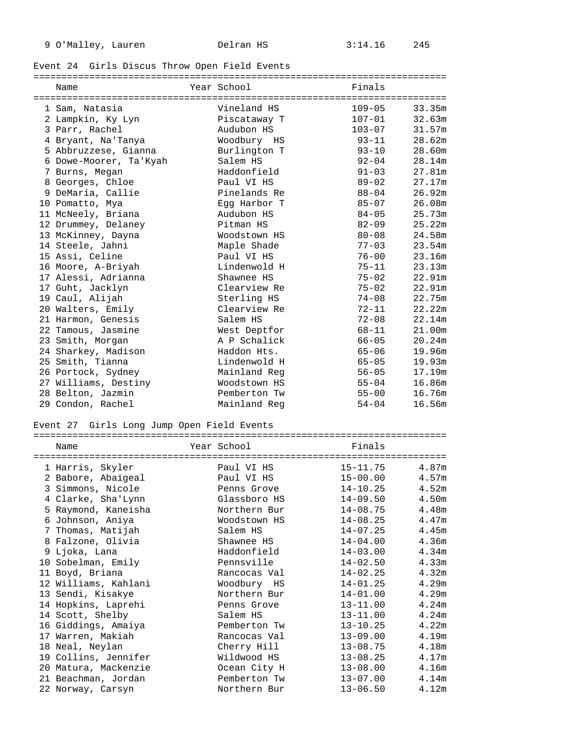| Place | Name | Year | School | Finals | Points |
|---|---|---|---|---|---|
| 9 | O'Malley, Lauren | | Delran HS | 3:14.16 | 245 |

## Event 24 Girls Discus Throw Open Field Events

| Place | Name | Year | School | Finals | Metric |
|---|---|---|---|---|---|
| 1 | Sam, Natasia | | Vineland HS | 109-05 | 33.35m |
| 2 | Lampkin, Ky Lyn | | Piscataway T | 107-01 | 32.63m |
| 3 | Parr, Rachel | | Audubon HS | 103-07 | 31.57m |
| 4 | Bryant, Na'Tanya | | Woodbury HS | 93-11 | 28.62m |
| 5 | Abbruzzese, Gianna | | Burlington T | 93-10 | 28.60m |
| 6 | Dowe-Moorer, Ta'Kyah | | Salem HS | 92-04 | 28.14m |
| 7 | Burns, Megan | | Haddonfield | 91-03 | 27.81m |
| 8 | Georges, Chloe | | Paul VI HS | 89-02 | 27.17m |
| 9 | DeMaria, Callie | | Pinelands Re | 88-04 | 26.92m |
| 10 | Pomatto, Mya | | Egg Harbor T | 85-07 | 26.08m |
| 11 | McNeely, Briana | | Audubon HS | 84-05 | 25.73m |
| 12 | Drummey, Delaney | | Pitman HS | 82-09 | 25.22m |
| 13 | McKinney, Dayna | | Woodstown HS | 80-08 | 24.58m |
| 14 | Steele, Jahni | | Maple Shade | 77-03 | 23.54m |
| 15 | Assi, Celine | | Paul VI HS | 76-00 | 23.16m |
| 16 | Moore, A-Briyah | | Lindenwold H | 75-11 | 23.13m |
| 17 | Alessi, Adrianna | | Shawnee HS | 75-02 | 22.91m |
| 17 | Guht, Jacklyn | | Clearview Re | 75-02 | 22.91m |
| 19 | Caul, Alijah | | Sterling HS | 74-08 | 22.75m |
| 20 | Walters, Emily | | Clearview Re | 72-11 | 22.22m |
| 21 | Harmon, Genesis | | Salem HS | 72-08 | 22.14m |
| 22 | Tamous, Jasmine | | West Deptfor | 68-11 | 21.00m |
| 23 | Smith, Morgan | | A P Schalick | 66-05 | 20.24m |
| 24 | Sharkey, Madison | | Haddon Hts. | 65-06 | 19.96m |
| 25 | Smith, Tianna | | Lindenwold H | 65-05 | 19.93m |
| 26 | Portock, Sydney | | Mainland Reg | 56-05 | 17.19m |
| 27 | Williams, Destiny | | Woodstown HS | 55-04 | 16.86m |
| 28 | Belton, Jazmin | | Pemberton Tw | 55-00 | 16.76m |
| 29 | Condon, Rachel | | Mainland Reg | 54-04 | 16.56m |

## Event 27 Girls Long Jump Open Field Events

| Place | Name | Year | School | Finals | Metric |
|---|---|---|---|---|---|
| 1 | Harris, Skyler | | Paul VI HS | 15-11.75 | 4.87m |
| 2 | Babore, Abaigeal | | Paul VI HS | 15-00.00 | 4.57m |
| 3 | Simmons, Nicole | | Penns Grove | 14-10.25 | 4.52m |
| 4 | Clarke, Sha'Lynn | | Glassboro HS | 14-09.50 | 4.50m |
| 5 | Raymond, Kaneisha | | Northern Bur | 14-08.75 | 4.48m |
| 6 | Johnson, Aniya | | Woodstown HS | 14-08.25 | 4.47m |
| 7 | Thomas, Matijah | | Salem HS | 14-07.25 | 4.45m |
| 8 | Falzone, Olivia | | Shawnee HS | 14-04.00 | 4.36m |
| 9 | Ljoka, Lana | | Haddonfield | 14-03.00 | 4.34m |
| 10 | Sobelman, Emily | | Pennsville | 14-02.50 | 4.33m |
| 11 | Boyd, Briana | | Rancocas Val | 14-02.25 | 4.32m |
| 12 | Williams, Kahlani | | Woodbury HS | 14-01.25 | 4.29m |
| 13 | Sendi, Kisakye | | Northern Bur | 14-01.00 | 4.29m |
| 14 | Hopkins, Laprehi | | Penns Grove | 13-11.00 | 4.24m |
| 14 | Scott, Shelby | | Salem HS | 13-11.00 | 4.24m |
| 16 | Giddings, Amaiya | | Pemberton Tw | 13-10.25 | 4.22m |
| 17 | Warren, Makiah | | Rancocas Val | 13-09.00 | 4.19m |
| 18 | Neal, Neylan | | Cherry Hill | 13-08.75 | 4.18m |
| 19 | Collins, Jennifer | | Wildwood HS | 13-08.25 | 4.17m |
| 20 | Matura, Mackenzie | | Ocean City H | 13-08.00 | 4.16m |
| 21 | Beachman, Jordan | | Pemberton Tw | 13-07.00 | 4.14m |
| 22 | Norway, Carsyn | | Northern Bur | 13-06.50 | 4.12m |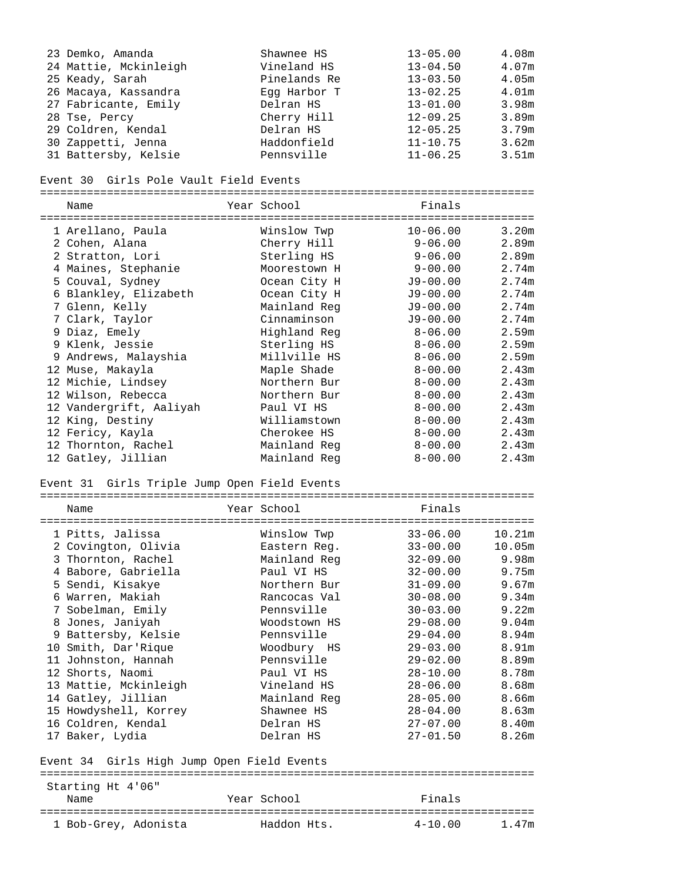| Place | Name | Year | School | Finals | |
|---|---|---|---|---|---|
| 23 | Demko, Amanda | | Shawnee HS | 13-05.00 | 4.08m |
| 24 | Mattie, Mckinleigh | | Vineland HS | 13-04.50 | 4.07m |
| 25 | Keady, Sarah | | Pinelands Re | 13-03.50 | 4.05m |
| 26 | Macaya, Kassandra | | Egg Harbor T | 13-02.25 | 4.01m |
| 27 | Fabricante, Emily | | Delran HS | 13-01.00 | 3.98m |
| 28 | Tse, Percy | | Cherry Hill | 12-09.25 | 3.89m |
| 29 | Coldren, Kendal | | Delran HS | 12-05.25 | 3.79m |
| 30 | Zappetti, Jenna | | Haddonfield | 11-10.75 | 3.62m |
| 31 | Battersby, Kelsie | | Pennsville | 11-06.25 | 3.51m |

## Event 30 Girls Pole Vault Field Events

| Place | Name | Year | School | Finals | |
|---|---|---|---|---|---|
| 1 | Arellano, Paula | | Winslow Twp | 10-06.00 | 3.20m |
| 2 | Cohen, Alana | | Cherry Hill | 9-06.00 | 2.89m |
| 2 | Stratton, Lori | | Sterling HS | 9-06.00 | 2.89m |
| 4 | Maines, Stephanie | | Moorestown H | 9-00.00 | 2.74m |
| 5 | Couval, Sydney | | Ocean City H | J9-00.00 | 2.74m |
| 6 | Blankley, Elizabeth | | Ocean City H | J9-00.00 | 2.74m |
| 7 | Glenn, Kelly | | Mainland Reg | J9-00.00 | 2.74m |
| 7 | Clark, Taylor | | Cinnaminson | J9-00.00 | 2.74m |
| 9 | Diaz, Emely | | Highland Reg | 8-06.00 | 2.59m |
| 9 | Klenk, Jessie | | Sterling HS | 8-06.00 | 2.59m |
| 9 | Andrews, Malayshia | | Millville HS | 8-06.00 | 2.59m |
| 12 | Muse, Makayla | | Maple Shade | 8-00.00 | 2.43m |
| 12 | Michie, Lindsey | | Northern Bur | 8-00.00 | 2.43m |
| 12 | Wilson, Rebecca | | Northern Bur | 8-00.00 | 2.43m |
| 12 | Vandergrift, Aaliyah | | Paul VI HS | 8-00.00 | 2.43m |
| 12 | King, Destiny | | Williamstown | 8-00.00 | 2.43m |
| 12 | Fericy, Kayla | | Cherokee HS | 8-00.00 | 2.43m |
| 12 | Thornton, Rachel | | Mainland Reg | 8-00.00 | 2.43m |
| 12 | Gatley, Jillian | | Mainland Reg | 8-00.00 | 2.43m |

## Event 31 Girls Triple Jump Open Field Events

| Place | Name | Year | School | Finals | |
|---|---|---|---|---|---|
| 1 | Pitts, Jalissa | | Winslow Twp | 33-06.00 | 10.21m |
| 2 | Covington, Olivia | | Eastern Reg. | 33-00.00 | 10.05m |
| 3 | Thornton, Rachel | | Mainland Reg | 32-09.00 | 9.98m |
| 4 | Babore, Gabriella | | Paul VI HS | 32-00.00 | 9.75m |
| 5 | Sendi, Kisakye | | Northern Bur | 31-09.00 | 9.67m |
| 6 | Warren, Makiah | | Rancocas Val | 30-08.00 | 9.34m |
| 7 | Sobelman, Emily | | Pennsville | 30-03.00 | 9.22m |
| 8 | Jones, Janiyah | | Woodstown HS | 29-08.00 | 9.04m |
| 9 | Battersby, Kelsie | | Pennsville | 29-04.00 | 8.94m |
| 10 | Smith, Dar'Rique | | Woodbury HS | 29-03.00 | 8.91m |
| 11 | Johnston, Hannah | | Pennsville | 29-02.00 | 8.89m |
| 12 | Shorts, Naomi | | Paul VI HS | 28-10.00 | 8.78m |
| 13 | Mattie, Mckinleigh | | Vineland HS | 28-06.00 | 8.68m |
| 14 | Gatley, Jillian | | Mainland Reg | 28-05.00 | 8.66m |
| 15 | Howdyshell, Korrey | | Shawnee HS | 28-04.00 | 8.63m |
| 16 | Coldren, Kendal | | Delran HS | 27-07.00 | 8.40m |
| 17 | Baker, Lydia | | Delran HS | 27-01.50 | 8.26m |

## Event 34 Girls High Jump Open Field Events

Starting Ht 4'06"

| Place | Name | Year | School | Finals | |
|---|---|---|---|---|---|
| 1 | Bob-Grey, Adonista | | Haddon Hts. | 4-10.00 | 1.47m |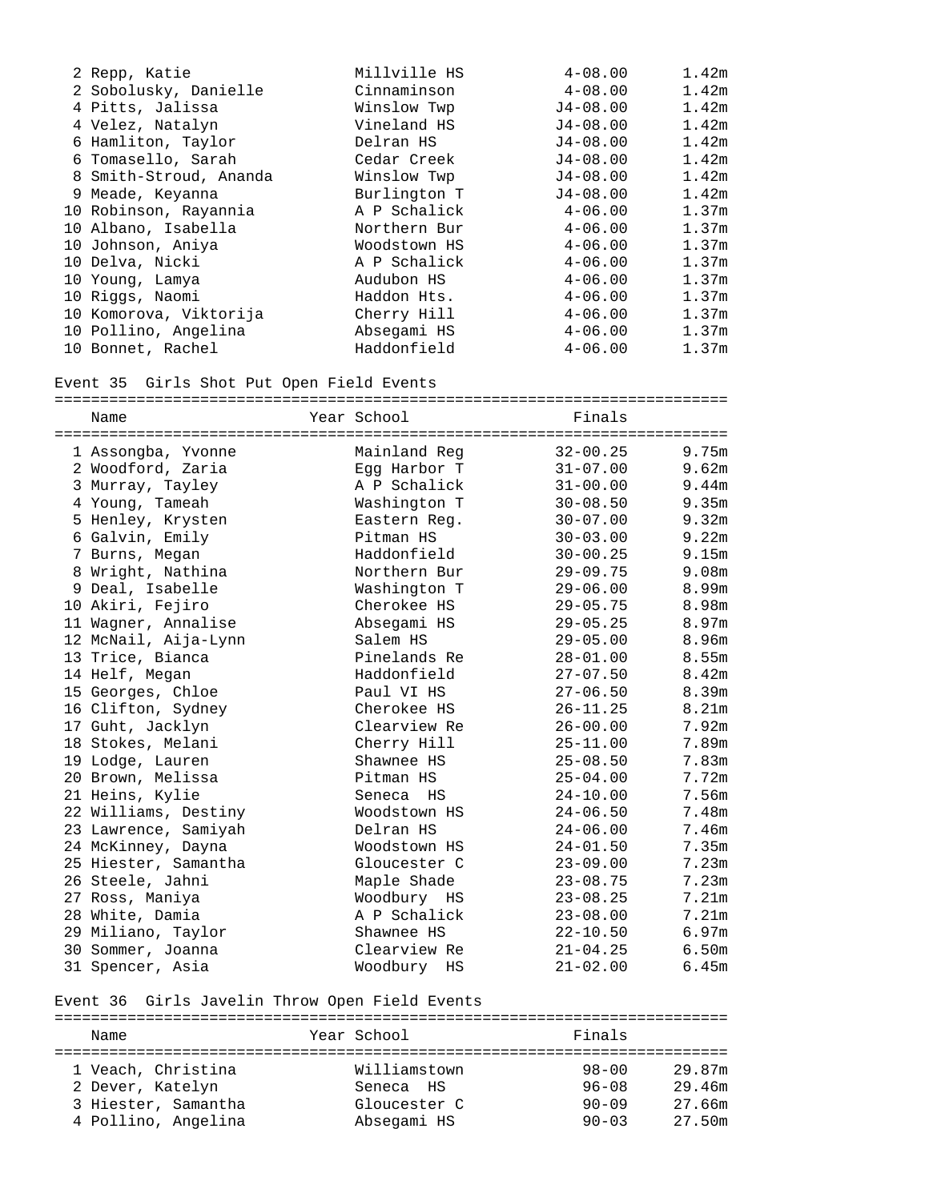| Place | Name | Year | School | Finals | Metric |
|---|---|---|---|---|---|
| 2 | Repp, Katie | | Millville HS | 4-08.00 | 1.42m |
| 2 | Sobolusky, Danielle | | Cinnaminson | 4-08.00 | 1.42m |
| 4 | Pitts, Jalissa | | Winslow Twp | J4-08.00 | 1.42m |
| 4 | Velez, Natalyn | | Vineland HS | J4-08.00 | 1.42m |
| 6 | Hamliton, Taylor | | Delran HS | J4-08.00 | 1.42m |
| 6 | Tomasello, Sarah | | Cedar Creek | J4-08.00 | 1.42m |
| 8 | Smith-Stroud, Ananda | | Winslow Twp | J4-08.00 | 1.42m |
| 9 | Meade, Keyanna | | Burlington T | J4-08.00 | 1.42m |
| 10 | Robinson, Rayannia | | A P Schalick | 4-06.00 | 1.37m |
| 10 | Albano, Isabella | | Northern Bur | 4-06.00 | 1.37m |
| 10 | Johnson, Aniya | | Woodstown HS | 4-06.00 | 1.37m |
| 10 | Delva, Nicki | | A P Schalick | 4-06.00 | 1.37m |
| 10 | Young, Lamya | | Audubon HS | 4-06.00 | 1.37m |
| 10 | Riggs, Naomi | | Haddon Hts. | 4-06.00 | 1.37m |
| 10 | Komorova, Viktorija | | Cherry Hill | 4-06.00 | 1.37m |
| 10 | Pollino, Angelina | | Absegami HS | 4-06.00 | 1.37m |
| 10 | Bonnet, Rachel | | Haddonfield | 4-06.00 | 1.37m |

Event 35 Girls Shot Put Open Field Events

| Place | Name | Year | School | Finals | Metric |
|---|---|---|---|---|---|
| 1 | Assongba, Yvonne | | Mainland Reg | 32-00.25 | 9.75m |
| 2 | Woodford, Zaria | | Egg Harbor T | 31-07.00 | 9.62m |
| 3 | Murray, Tayley | | A P Schalick | 31-00.00 | 9.44m |
| 4 | Young, Tameah | | Washington T | 30-08.50 | 9.35m |
| 5 | Henley, Krysten | | Eastern Reg. | 30-07.00 | 9.32m |
| 6 | Galvin, Emily | | Pitman HS | 30-03.00 | 9.22m |
| 7 | Burns, Megan | | Haddonfield | 30-00.25 | 9.15m |
| 8 | Wright, Nathina | | Northern Bur | 29-09.75 | 9.08m |
| 9 | Deal, Isabelle | | Washington T | 29-06.00 | 8.99m |
| 10 | Akiri, Fejiro | | Cherokee HS | 29-05.75 | 8.98m |
| 11 | Wagner, Annalise | | Absegami HS | 29-05.25 | 8.97m |
| 12 | McNail, Aija-Lynn | | Salem HS | 29-05.00 | 8.96m |
| 13 | Trice, Bianca | | Pinelands Re | 28-01.00 | 8.55m |
| 14 | Helf, Megan | | Haddonfield | 27-07.50 | 8.42m |
| 15 | Georges, Chloe | | Paul VI HS | 27-06.50 | 8.39m |
| 16 | Clifton, Sydney | | Cherokee HS | 26-11.25 | 8.21m |
| 17 | Guht, Jacklyn | | Clearview Re | 26-00.00 | 7.92m |
| 18 | Stokes, Melani | | Cherry Hill | 25-11.00 | 7.89m |
| 19 | Lodge, Lauren | | Shawnee HS | 25-08.50 | 7.83m |
| 20 | Brown, Melissa | | Pitman HS | 25-04.00 | 7.72m |
| 21 | Heins, Kylie | | Seneca HS | 24-10.00 | 7.56m |
| 22 | Williams, Destiny | | Woodstown HS | 24-06.50 | 7.48m |
| 23 | Lawrence, Samiyah | | Delran HS | 24-06.00 | 7.46m |
| 24 | McKinney, Dayna | | Woodstown HS | 24-01.50 | 7.35m |
| 25 | Hiester, Samantha | | Gloucester C | 23-09.00 | 7.23m |
| 26 | Steele, Jahni | | Maple Shade | 23-08.75 | 7.23m |
| 27 | Ross, Maniya | | Woodbury HS | 23-08.25 | 7.21m |
| 28 | White, Damia | | A P Schalick | 23-08.00 | 7.21m |
| 29 | Miliano, Taylor | | Shawnee HS | 22-10.50 | 6.97m |
| 30 | Sommer, Joanna | | Clearview Re | 21-04.25 | 6.50m |
| 31 | Spencer, Asia | | Woodbury HS | 21-02.00 | 6.45m |

Event 36 Girls Javelin Throw Open Field Events

| Place | Name | Year | School | Finals | Metric |
|---|---|---|---|---|---|
| 1 | Veach, Christina | | Williamstown | 98-00 | 29.87m |
| 2 | Dever, Katelyn | | Seneca HS | 96-08 | 29.46m |
| 3 | Hiester, Samantha | | Gloucester C | 90-09 | 27.66m |
| 4 | Pollino, Angelina | | Absegami HS | 90-03 | 27.50m |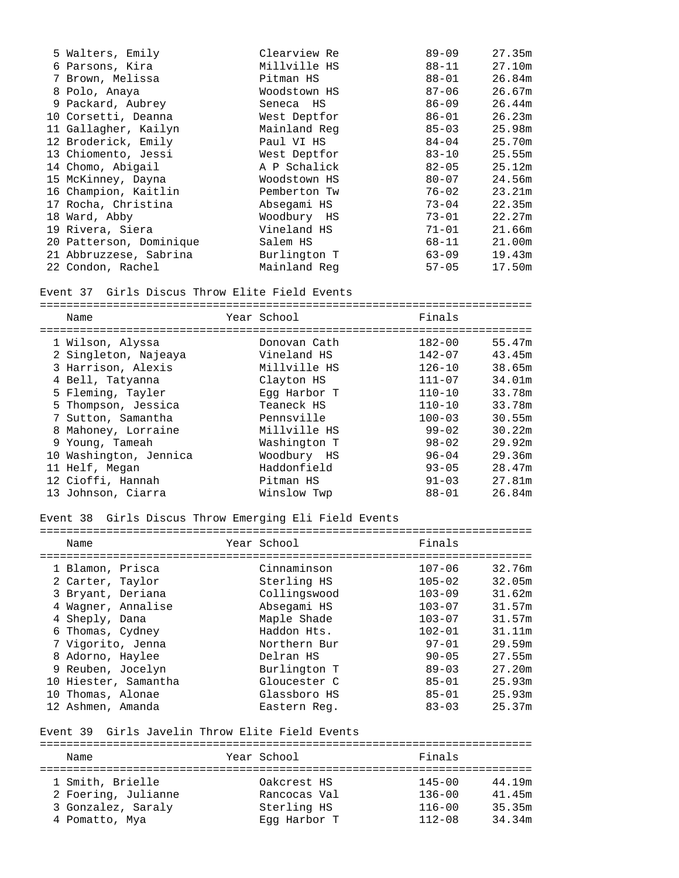| Place | Name | Year | School | Finals | Metric |
|---|---|---|---|---|---|
| 5 | Walters, Emily | | Clearview Re | 89-09 | 27.35m |
| 6 | Parsons, Kira | | Millville HS | 88-11 | 27.10m |
| 7 | Brown, Melissa | | Pitman HS | 88-01 | 26.84m |
| 8 | Polo, Anaya | | Woodstown HS | 87-06 | 26.67m |
| 9 | Packard, Aubrey | | Seneca HS | 86-09 | 26.44m |
| 10 | Corsetti, Deanna | | West Deptfor | 86-01 | 26.23m |
| 11 | Gallagher, Kailyn | | Mainland Reg | 85-03 | 25.98m |
| 12 | Broderick, Emily | | Paul VI HS | 84-04 | 25.70m |
| 13 | Chiomento, Jessi | | West Deptfor | 83-10 | 25.55m |
| 14 | Chomo, Abigail | | A P Schalick | 82-05 | 25.12m |
| 15 | McKinney, Dayna | | Woodstown HS | 80-07 | 24.56m |
| 16 | Champion, Kaitlin | | Pemberton Tw | 76-02 | 23.21m |
| 17 | Rocha, Christina | | Absegami HS | 73-04 | 22.35m |
| 18 | Ward, Abby | | Woodbury HS | 73-01 | 22.27m |
| 19 | Rivera, Siera | | Vineland HS | 71-01 | 21.66m |
| 20 | Patterson, Dominique | | Salem HS | 68-11 | 21.00m |
| 21 | Abbruzzese, Sabrina | | Burlington T | 63-09 | 19.43m |
| 22 | Condon, Rachel | | Mainland Reg | 57-05 | 17.50m |

## Event 37 Girls Discus Throw Elite Field Events

| Place | Name | Year | School | Finals | Metric |
|---|---|---|---|---|---|
| 1 | Wilson, Alyssa | | Donovan Cath | 182-00 | 55.47m |
| 2 | Singleton, Najeaya | | Vineland HS | 142-07 | 43.45m |
| 3 | Harrison, Alexis | | Millville HS | 126-10 | 38.65m |
| 4 | Bell, Tatyanna | | Clayton HS | 111-07 | 34.01m |
| 5 | Fleming, Tayler | | Egg Harbor T | 110-10 | 33.78m |
| 5 | Thompson, Jessica | | Teaneck HS | 110-10 | 33.78m |
| 7 | Sutton, Samantha | | Pennsville | 100-03 | 30.55m |
| 8 | Mahoney, Lorraine | | Millville HS | 99-02 | 30.22m |
| 9 | Young, Tameah | | Washington T | 98-02 | 29.92m |
| 10 | Washington, Jennica | | Woodbury HS | 96-04 | 29.36m |
| 11 | Helf, Megan | | Haddonfield | 93-05 | 28.47m |
| 12 | Cioffi, Hannah | | Pitman HS | 91-03 | 27.81m |
| 13 | Johnson, Ciarra | | Winslow Twp | 88-01 | 26.84m |

## Event 38 Girls Discus Throw Emerging Eli Field Events

| Place | Name | Year | School | Finals | Metric |
|---|---|---|---|---|---|
| 1 | Blamon, Prisca | | Cinnaminson | 107-06 | 32.76m |
| 2 | Carter, Taylor | | Sterling HS | 105-02 | 32.05m |
| 3 | Bryant, Deriana | | Collingswood | 103-09 | 31.62m |
| 4 | Wagner, Annalise | | Absegami HS | 103-07 | 31.57m |
| 4 | Sheply, Dana | | Maple Shade | 103-07 | 31.57m |
| 6 | Thomas, Cydney | | Haddon Hts. | 102-01 | 31.11m |
| 7 | Vigorito, Jenna | | Northern Bur | 97-01 | 29.59m |
| 8 | Adorno, Haylee | | Delran HS | 90-05 | 27.55m |
| 9 | Reuben, Jocelyn | | Burlington T | 89-03 | 27.20m |
| 10 | Hiester, Samantha | | Gloucester C | 85-01 | 25.93m |
| 10 | Thomas, Alonae | | Glassboro HS | 85-01 | 25.93m |
| 12 | Ashmen, Amanda | | Eastern Reg. | 83-03 | 25.37m |

## Event 39 Girls Javelin Throw Elite Field Events

| Place | Name | Year | School | Finals | Metric |
|---|---|---|---|---|---|
| 1 | Smith, Brielle | | Oakcrest HS | 145-00 | 44.19m |
| 2 | Foering, Julianne | | Rancocas Val | 136-00 | 41.45m |
| 3 | Gonzalez, Saraly | | Sterling HS | 116-00 | 35.35m |
| 4 | Pomatto, Mya | | Egg Harbor T | 112-08 | 34.34m |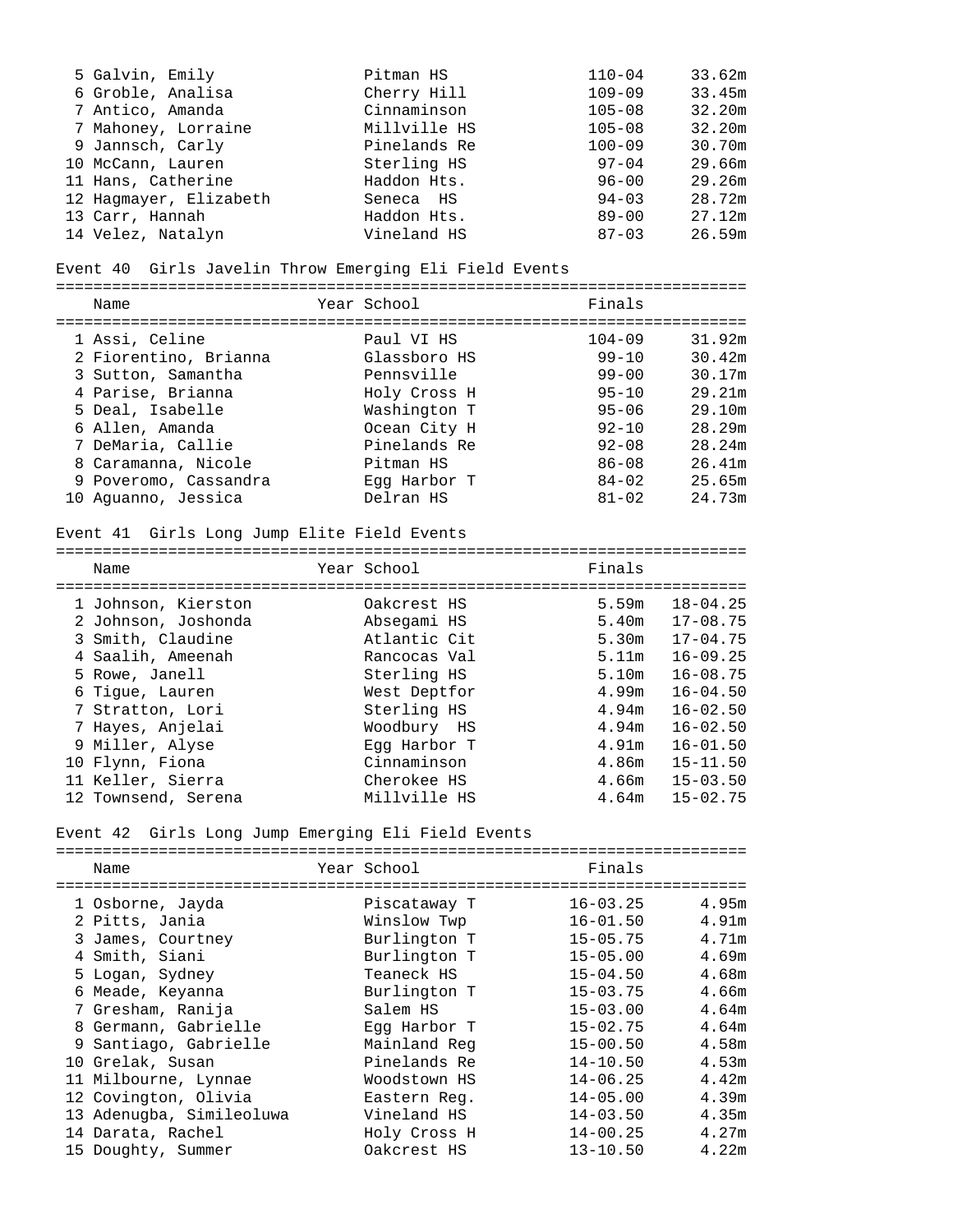| Place | Name | Year | School | Finals | |
|---|---|---|---|---|---|
| 5 | Galvin, Emily | | Pitman HS | 110-04 | 33.62m |
| 6 | Groble, Analisa | | Cherry Hill | 109-09 | 33.45m |
| 7 | Antico, Amanda | | Cinnaminson | 105-08 | 32.20m |
| 7 | Mahoney, Lorraine | | Millville HS | 105-08 | 32.20m |
| 9 | Jannsch, Carly | | Pinelands Re | 100-09 | 30.70m |
| 10 | McCann, Lauren | | Sterling HS | 97-04 | 29.66m |
| 11 | Hans, Catherine | | Haddon Hts. | 96-00 | 29.26m |
| 12 | Hagmayer, Elizabeth | | Seneca HS | 94-03 | 28.72m |
| 13 | Carr, Hannah | | Haddon Hts. | 89-00 | 27.12m |
| 14 | Velez, Natalyn | | Vineland HS | 87-03 | 26.59m |

### Event 40 Girls Javelin Throw Emerging Eli Field Events

| Place | Name | Year | School | Finals | |
|---|---|---|---|---|---|
| 1 | Assi, Celine | | Paul VI HS | 104-09 | 31.92m |
| 2 | Fiorentino, Brianna | | Glassboro HS | 99-10 | 30.42m |
| 3 | Sutton, Samantha | | Pennsville | 99-00 | 30.17m |
| 4 | Parise, Brianna | | Holy Cross H | 95-10 | 29.21m |
| 5 | Deal, Isabelle | | Washington T | 95-06 | 29.10m |
| 6 | Allen, Amanda | | Ocean City H | 92-10 | 28.29m |
| 7 | DeMaria, Callie | | Pinelands Re | 92-08 | 28.24m |
| 8 | Caramanna, Nicole | | Pitman HS | 86-08 | 26.41m |
| 9 | Poveromo, Cassandra | | Egg Harbor T | 84-02 | 25.65m |
| 10 | Aguanno, Jessica | | Delran HS | 81-02 | 24.73m |

### Event 41 Girls Long Jump Elite Field Events

| Place | Name | Year | School | Finals | |
|---|---|---|---|---|---|
| 1 | Johnson, Kierston | | Oakcrest HS | 5.59m | 18-04.25 |
| 2 | Johnson, Joshonda | | Absegami HS | 5.40m | 17-08.75 |
| 3 | Smith, Claudine | | Atlantic Cit | 5.30m | 17-04.75 |
| 4 | Saalih, Ameenah | | Rancocas Val | 5.11m | 16-09.25 |
| 5 | Rowe, Janell | | Sterling HS | 5.10m | 16-08.75 |
| 6 | Tigue, Lauren | | West Deptfor | 4.99m | 16-04.50 |
| 7 | Stratton, Lori | | Sterling HS | 4.94m | 16-02.50 |
| 7 | Hayes, Anjelai | | Woodbury HS | 4.94m | 16-02.50 |
| 9 | Miller, Alyse | | Egg Harbor T | 4.91m | 16-01.50 |
| 10 | Flynn, Fiona | | Cinnaminson | 4.86m | 15-11.50 |
| 11 | Keller, Sierra | | Cherokee HS | 4.66m | 15-03.50 |
| 12 | Townsend, Serena | | Millville HS | 4.64m | 15-02.75 |

### Event 42 Girls Long Jump Emerging Eli Field Events

| Place | Name | Year | School | Finals | |
|---|---|---|---|---|---|
| 1 | Osborne, Jayda | | Piscataway T | 16-03.25 | 4.95m |
| 2 | Pitts, Jania | | Winslow Twp | 16-01.50 | 4.91m |
| 3 | James, Courtney | | Burlington T | 15-05.75 | 4.71m |
| 4 | Smith, Siani | | Burlington T | 15-05.00 | 4.69m |
| 5 | Logan, Sydney | | Teaneck HS | 15-04.50 | 4.68m |
| 6 | Meade, Keyanna | | Burlington T | 15-03.75 | 4.66m |
| 7 | Gresham, Ranija | | Salem HS | 15-03.00 | 4.64m |
| 8 | Germann, Gabrielle | | Egg Harbor T | 15-02.75 | 4.64m |
| 9 | Santiago, Gabrielle | | Mainland Reg | 15-00.50 | 4.58m |
| 10 | Grelak, Susan | | Pinelands Re | 14-10.50 | 4.53m |
| 11 | Milbourne, Lynnae | | Woodstown HS | 14-06.25 | 4.42m |
| 12 | Covington, Olivia | | Eastern Reg. | 14-05.00 | 4.39m |
| 13 | Adenugba, Simileoluwa | | Vineland HS | 14-03.50 | 4.35m |
| 14 | Darata, Rachel | | Holy Cross H | 14-00.25 | 4.27m |
| 15 | Doughty, Summer | | Oakcrest HS | 13-10.50 | 4.22m |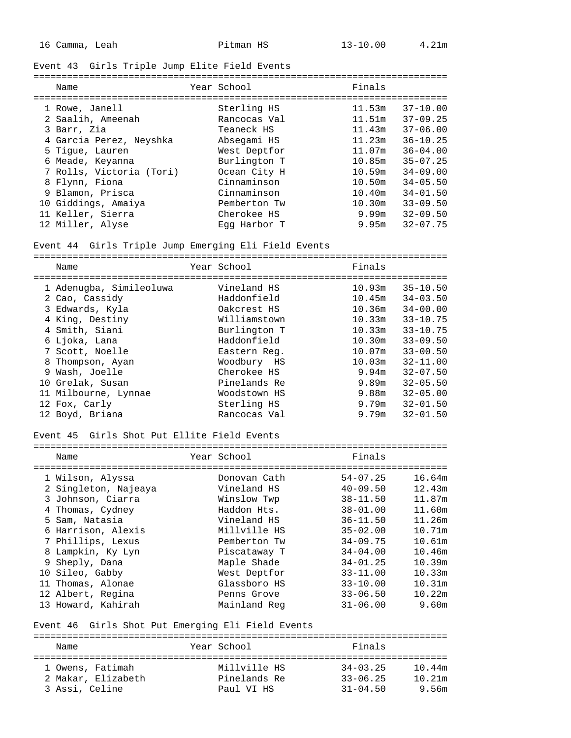| | | | | |
|---|---|---|---|---|
| 16 Camma, Leah | | Pitman HS | 13-10.00 | 4.21m |

## Event 43 Girls Triple Jump Elite Field Events

| Name | Year | School | Finals | |
|---|---|---|---|---|
| 1 Rowe, Janell | | Sterling HS | 11.53m | 37-10.00 |
| 2 Saalih, Ameenah | | Rancocas Val | 11.51m | 37-09.25 |
| 3 Barr, Zia | | Teaneck HS | 11.43m | 37-06.00 |
| 4 Garcia Perez, Neyshka | | Absegami HS | 11.23m | 36-10.25 |
| 5 Tigue, Lauren | | West Deptfor | 11.07m | 36-04.00 |
| 6 Meade, Keyanna | | Burlington T | 10.85m | 35-07.25 |
| 7 Rolls, Victoria (Tori) | | Ocean City H | 10.59m | 34-09.00 |
| 8 Flynn, Fiona | | Cinnaminson | 10.50m | 34-05.50 |
| 9 Blamon, Prisca | | Cinnaminson | 10.40m | 34-01.50 |
| 10 Giddings, Amaiya | | Pemberton Tw | 10.30m | 33-09.50 |
| 11 Keller, Sierra | | Cherokee HS | 9.99m | 32-09.50 |
| 12 Miller, Alyse | | Egg Harbor T | 9.95m | 32-07.75 |

## Event 44 Girls Triple Jump Emerging Eli Field Events

| Name | Year | School | Finals | |
|---|---|---|---|---|
| 1 Adenugba, Simileoluwa | | Vineland HS | 10.93m | 35-10.50 |
| 2 Cao, Cassidy | | Haddonfield | 10.45m | 34-03.50 |
| 3 Edwards, Kyla | | Oakcrest HS | 10.36m | 34-00.00 |
| 4 King, Destiny | | Williamstown | 10.33m | 33-10.75 |
| 4 Smith, Siani | | Burlington T | 10.33m | 33-10.75 |
| 6 Ljoka, Lana | | Haddonfield | 10.30m | 33-09.50 |
| 7 Scott, Noelle | | Eastern Reg. | 10.07m | 33-00.50 |
| 8 Thompson, Ayan | | Woodbury HS | 10.03m | 32-11.00 |
| 9 Wash, Joelle | | Cherokee HS | 9.94m | 32-07.50 |
| 10 Grelak, Susan | | Pinelands Re | 9.89m | 32-05.50 |
| 11 Milbourne, Lynnae | | Woodstown HS | 9.88m | 32-05.00 |
| 12 Fox, Carly | | Sterling HS | 9.79m | 32-01.50 |
| 12 Boyd, Briana | | Rancocas Val | 9.79m | 32-01.50 |

## Event 45 Girls Shot Put Ellite Field Events

| Name | Year | School | Finals | |
|---|---|---|---|---|
| 1 Wilson, Alyssa | | Donovan Cath | 54-07.25 | 16.64m |
| 2 Singleton, Najeaya | | Vineland HS | 40-09.50 | 12.43m |
| 3 Johnson, Ciarra | | Winslow Twp | 38-11.50 | 11.87m |
| 4 Thomas, Cydney | | Haddon Hts. | 38-01.00 | 11.60m |
| 5 Sam, Natasia | | Vineland HS | 36-11.50 | 11.26m |
| 6 Harrison, Alexis | | Millville HS | 35-02.00 | 10.71m |
| 7 Phillips, Lexus | | Pemberton Tw | 34-09.75 | 10.61m |
| 8 Lampkin, Ky Lyn | | Piscataway T | 34-04.00 | 10.46m |
| 9 Sheply, Dana | | Maple Shade | 34-01.25 | 10.39m |
| 10 Sileo, Gabby | | West Deptfor | 33-11.00 | 10.33m |
| 11 Thomas, Alonae | | Glassboro HS | 33-10.00 | 10.31m |
| 12 Albert, Regina | | Penns Grove | 33-06.50 | 10.22m |
| 13 Howard, Kahirah | | Mainland Reg | 31-06.00 | 9.60m |

## Event 46 Girls Shot Put Emerging Eli Field Events

| Name | Year | School | Finals | |
|---|---|---|---|---|
| 1 Owens, Fatimah | | Millville HS | 34-03.25 | 10.44m |
| 2 Makar, Elizabeth | | Pinelands Re | 33-06.25 | 10.21m |
| 3 Assi, Celine | | Paul VI HS | 31-04.50 | 9.56m |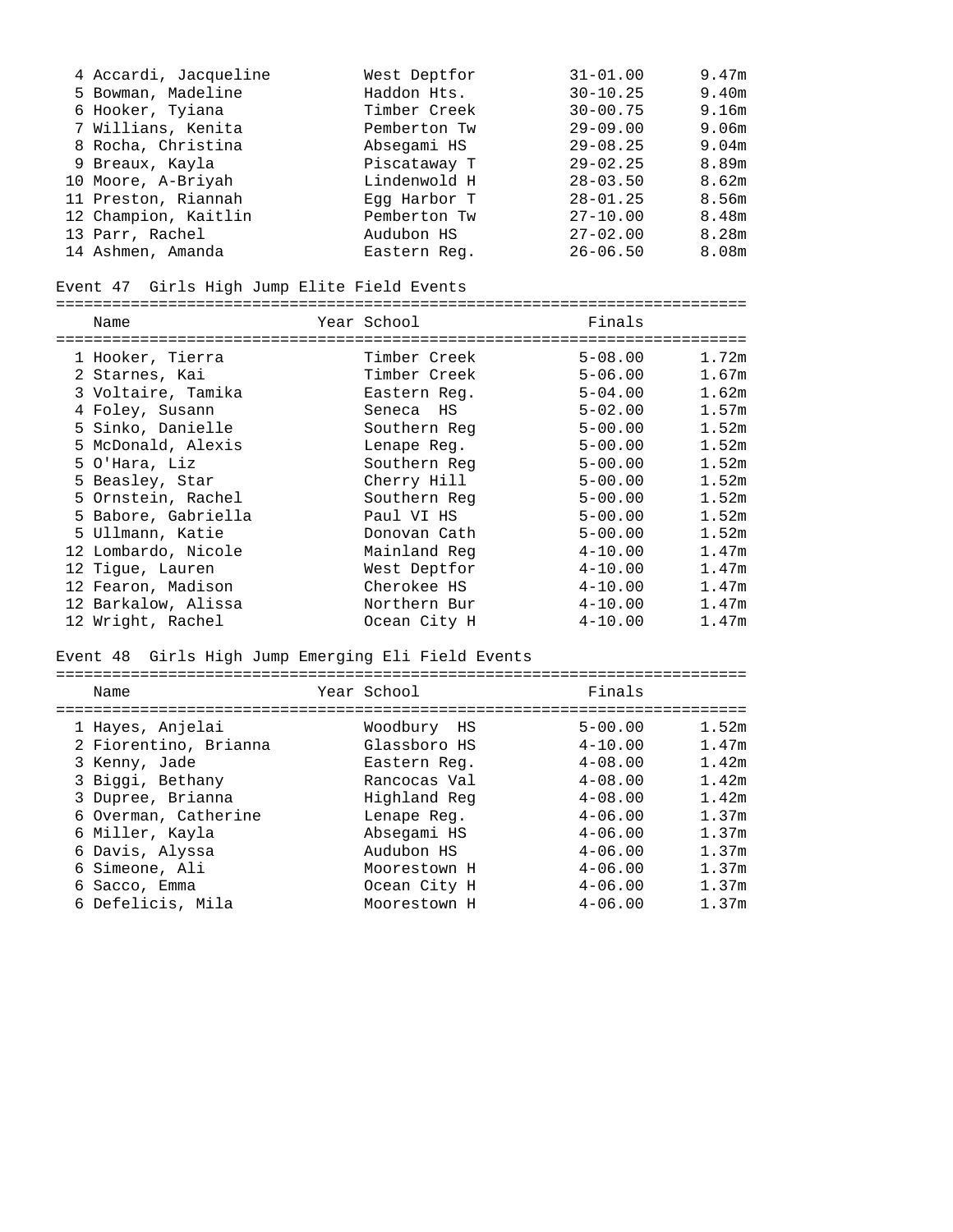| | | | | |
|---|---|---|---|---|
| 4 | Accardi, Jacqueline | West Deptfor | 31-01.00 | 9.47m |
| 5 | Bowman, Madeline | Haddon Hts. | 30-10.25 | 9.40m |
| 6 | Hooker, Tyiana | Timber Creek | 30-00.75 | 9.16m |
| 7 | Willians, Kenita | Pemberton Tw | 29-09.00 | 9.06m |
| 8 | Rocha, Christina | Absegami HS | 29-08.25 | 9.04m |
| 9 | Breaux, Kayla | Piscataway T | 29-02.25 | 8.89m |
| 10 | Moore, A-Briyah | Lindenwold H | 28-03.50 | 8.62m |
| 11 | Preston, Riannah | Egg Harbor T | 28-01.25 | 8.56m |
| 12 | Champion, Kaitlin | Pemberton Tw | 27-10.00 | 8.48m |
| 13 | Parr, Rachel | Audubon HS | 27-02.00 | 8.28m |
| 14 | Ashmen, Amanda | Eastern Reg. | 26-06.50 | 8.08m |

Event 47 Girls High Jump Elite Field Events

| | Name | Year School | Finals | |
|---|---|---|---|---|
| 1 | Hooker, Tierra | Timber Creek | 5-08.00 | 1.72m |
| 2 | Starnes, Kai | Timber Creek | 5-06.00 | 1.67m |
| 3 | Voltaire, Tamika | Eastern Reg. | 5-04.00 | 1.62m |
| 4 | Foley, Susann | Seneca HS | 5-02.00 | 1.57m |
| 5 | Sinko, Danielle | Southern Reg | 5-00.00 | 1.52m |
| 5 | McDonald, Alexis | Lenape Reg. | 5-00.00 | 1.52m |
| 5 | O'Hara, Liz | Southern Reg | 5-00.00 | 1.52m |
| 5 | Beasley, Star | Cherry Hill | 5-00.00 | 1.52m |
| 5 | Ornstein, Rachel | Southern Reg | 5-00.00 | 1.52m |
| 5 | Babore, Gabriella | Paul VI HS | 5-00.00 | 1.52m |
| 5 | Ullmann, Katie | Donovan Cath | 5-00.00 | 1.52m |
| 12 | Lombardo, Nicole | Mainland Reg | 4-10.00 | 1.47m |
| 12 | Tigue, Lauren | West Deptfor | 4-10.00 | 1.47m |
| 12 | Fearon, Madison | Cherokee HS | 4-10.00 | 1.47m |
| 12 | Barkalow, Alissa | Northern Bur | 4-10.00 | 1.47m |
| 12 | Wright, Rachel | Ocean City H | 4-10.00 | 1.47m |

Event 48 Girls High Jump Emerging Eli Field Events

| | Name | Year School | Finals | |
|---|---|---|---|---|
| 1 | Hayes, Anjelai | Woodbury HS | 5-00.00 | 1.52m |
| 2 | Fiorentino, Brianna | Glassboro HS | 4-10.00 | 1.47m |
| 3 | Kenny, Jade | Eastern Reg. | 4-08.00 | 1.42m |
| 3 | Biggi, Bethany | Rancocas Val | 4-08.00 | 1.42m |
| 3 | Dupree, Brianna | Highland Reg | 4-08.00 | 1.42m |
| 6 | Overman, Catherine | Lenape Reg. | 4-06.00 | 1.37m |
| 6 | Miller, Kayla | Absegami HS | 4-06.00 | 1.37m |
| 6 | Davis, Alyssa | Audubon HS | 4-06.00 | 1.37m |
| 6 | Simeone, Ali | Moorestown H | 4-06.00 | 1.37m |
| 6 | Sacco, Emma | Ocean City H | 4-06.00 | 1.37m |
| 6 | Defelicis, Mila | Moorestown H | 4-06.00 | 1.37m |